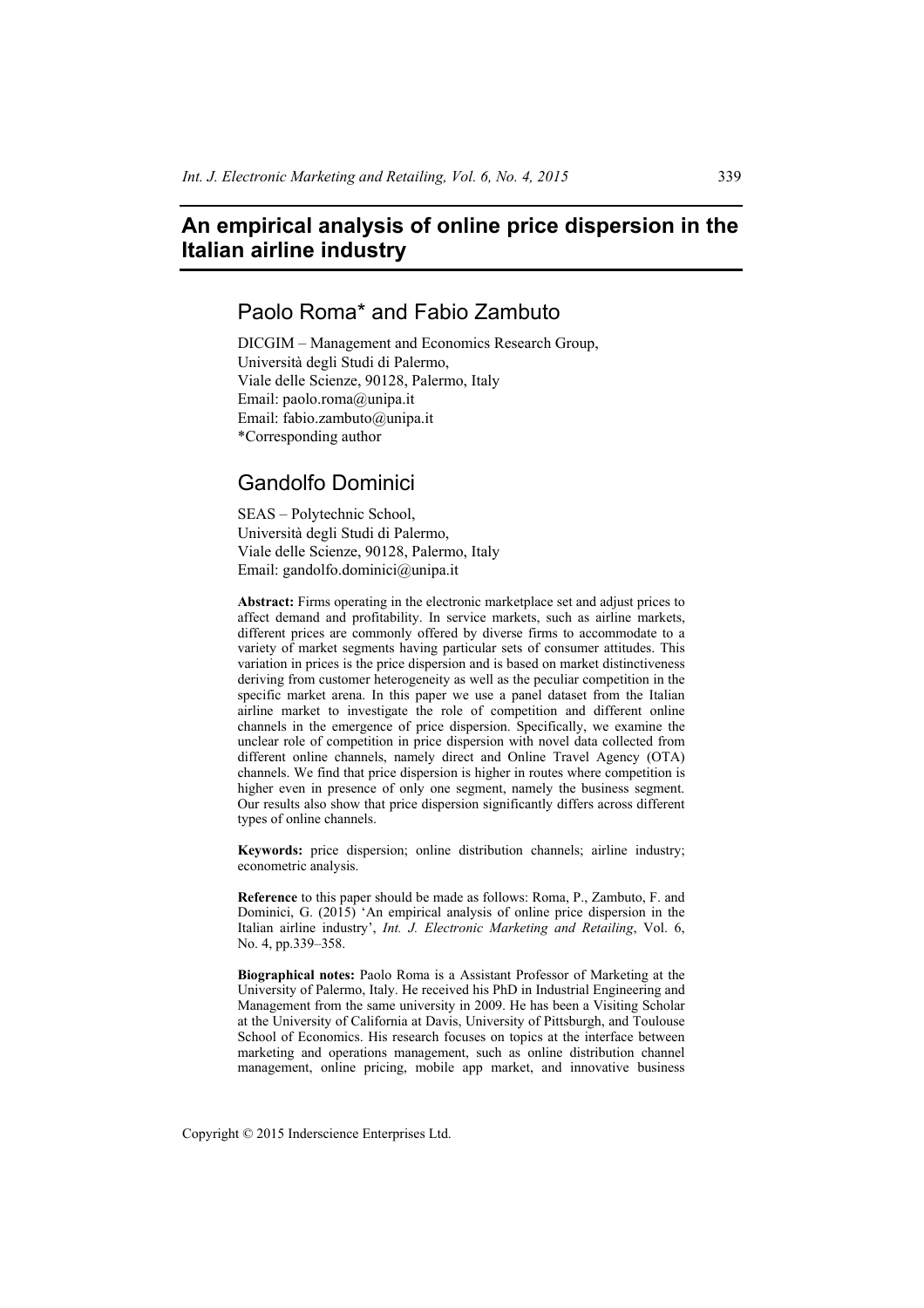# An empirical analysis of online price dispersion in the Italian airline industry

## Paolo Roma* and Fabio Zambuto

DICGIM – Management and Economics Research Group,
Università degli Studi di Palermo,
Viale delle Scienze, 90128, Palermo, Italy
Email: paolo.roma@unipa.it
Email: fabio.zambuto@unipa.it
*Corresponding author

## Gandolfo Dominici

SEAS – Polytechnic School,
Università degli Studi di Palermo,
Viale delle Scienze, 90128, Palermo, Italy
Email: gandolfo.dominici@unipa.it

**Abstract:** Firms operating in the electronic marketplace set and adjust prices to affect demand and profitability. In service markets, such as airline markets, different prices are commonly offered by diverse firms to accommodate to a variety of market segments having particular sets of consumer attitudes. This variation in prices is the price dispersion and is based on market distinctiveness deriving from customer heterogeneity as well as the peculiar competition in the specific market arena. In this paper we use a panel dataset from the Italian airline market to investigate the role of competition and different online channels in the emergence of price dispersion. Specifically, we examine the unclear role of competition in price dispersion with novel data collected from different online channels, namely direct and Online Travel Agency (OTA) channels. We find that price dispersion is higher in routes where competition is higher even in presence of only one segment, namely the business segment. Our results also show that price dispersion significantly differs across different types of online channels.

**Keywords:** price dispersion; online distribution channels; airline industry; econometric analysis.

**Reference** to this paper should be made as follows: Roma, P., Zambuto, F. and Dominici, G. (2015) 'An empirical analysis of online price dispersion in the Italian airline industry', *Int. J. Electronic Marketing and Retailing*, Vol. 6, No. 4, pp.339–358.

**Biographical notes:** Paolo Roma is a Assistant Professor of Marketing at the University of Palermo, Italy. He received his PhD in Industrial Engineering and Management from the same university in 2009. He has been a Visiting Scholar at the University of California at Davis, University of Pittsburgh, and Toulouse School of Economics. His research focuses on topics at the interface between marketing and operations management, such as online distribution channel management, online pricing, mobile app market, and innovative business

Copyright © 2015 Inderscience Enterprises Ltd.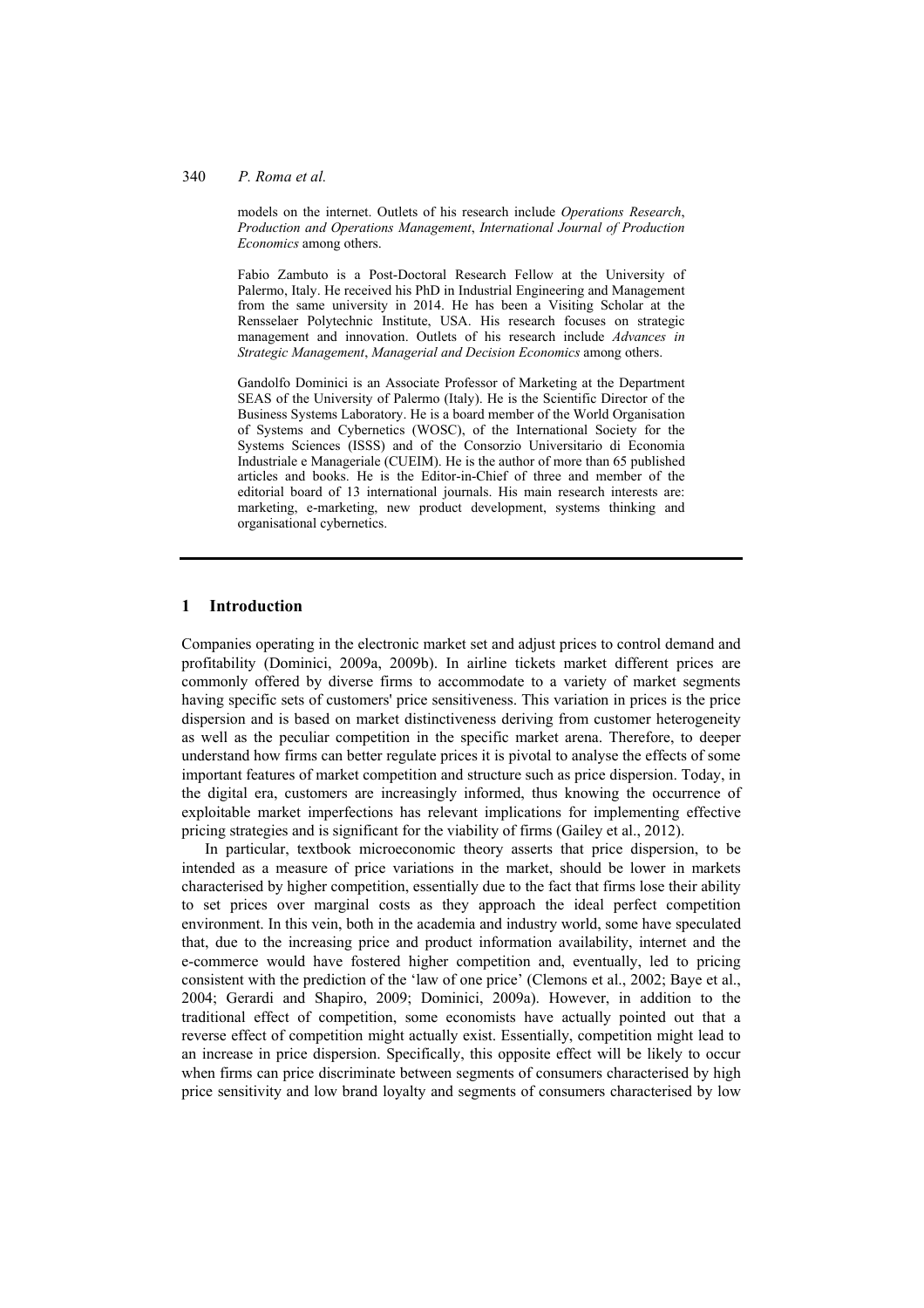models on the internet. Outlets of his research include *Operations Research*, *Production and Operations Management*, *International Journal of Production Economics* among others.

Fabio Zambuto is a Post-Doctoral Research Fellow at the University of Palermo, Italy. He received his PhD in Industrial Engineering and Management from the same university in 2014. He has been a Visiting Scholar at the Rensselaer Polytechnic Institute, USA. His research focuses on strategic management and innovation. Outlets of his research include *Advances in Strategic Management*, *Managerial and Decision Economics* among others.

Gandolfo Dominici is an Associate Professor of Marketing at the Department SEAS of the University of Palermo (Italy). He is the Scientific Director of the Business Systems Laboratory. He is a board member of the World Organisation of Systems and Cybernetics (WOSC), of the International Society for the Systems Sciences (ISSS) and of the Consorzio Universitario di Economia Industriale e Manageriale (CUEIM). He is the author of more than 65 published articles and books. He is the Editor-in-Chief of three and member of the editorial board of 13 international journals. His main research interests are: marketing, e-marketing, new product development, systems thinking and organisational cybernetics.

## 1 Introduction

Companies operating in the electronic market set and adjust prices to control demand and profitability (Dominici, 2009a, 2009b). In airline tickets market different prices are commonly offered by diverse firms to accommodate to a variety of market segments having specific sets of customers' price sensitiveness. This variation in prices is the price dispersion and is based on market distinctiveness deriving from customer heterogeneity as well as the peculiar competition in the specific market arena. Therefore, to deeper understand how firms can better regulate prices it is pivotal to analyse the effects of some important features of market competition and structure such as price dispersion. Today, in the digital era, customers are increasingly informed, thus knowing the occurrence of exploitable market imperfections has relevant implications for implementing effective pricing strategies and is significant for the viability of firms (Gailey et al., 2012).

In particular, textbook microeconomic theory asserts that price dispersion, to be intended as a measure of price variations in the market, should be lower in markets characterised by higher competition, essentially due to the fact that firms lose their ability to set prices over marginal costs as they approach the ideal perfect competition environment. In this vein, both in the academia and industry world, some have speculated that, due to the increasing price and product information availability, internet and the e-commerce would have fostered higher competition and, eventually, led to pricing consistent with the prediction of the 'law of one price' (Clemons et al., 2002; Baye et al., 2004; Gerardi and Shapiro, 2009; Dominici, 2009a). However, in addition to the traditional effect of competition, some economists have actually pointed out that a reverse effect of competition might actually exist. Essentially, competition might lead to an increase in price dispersion. Specifically, this opposite effect will be likely to occur when firms can price discriminate between segments of consumers characterised by high price sensitivity and low brand loyalty and segments of consumers characterised by low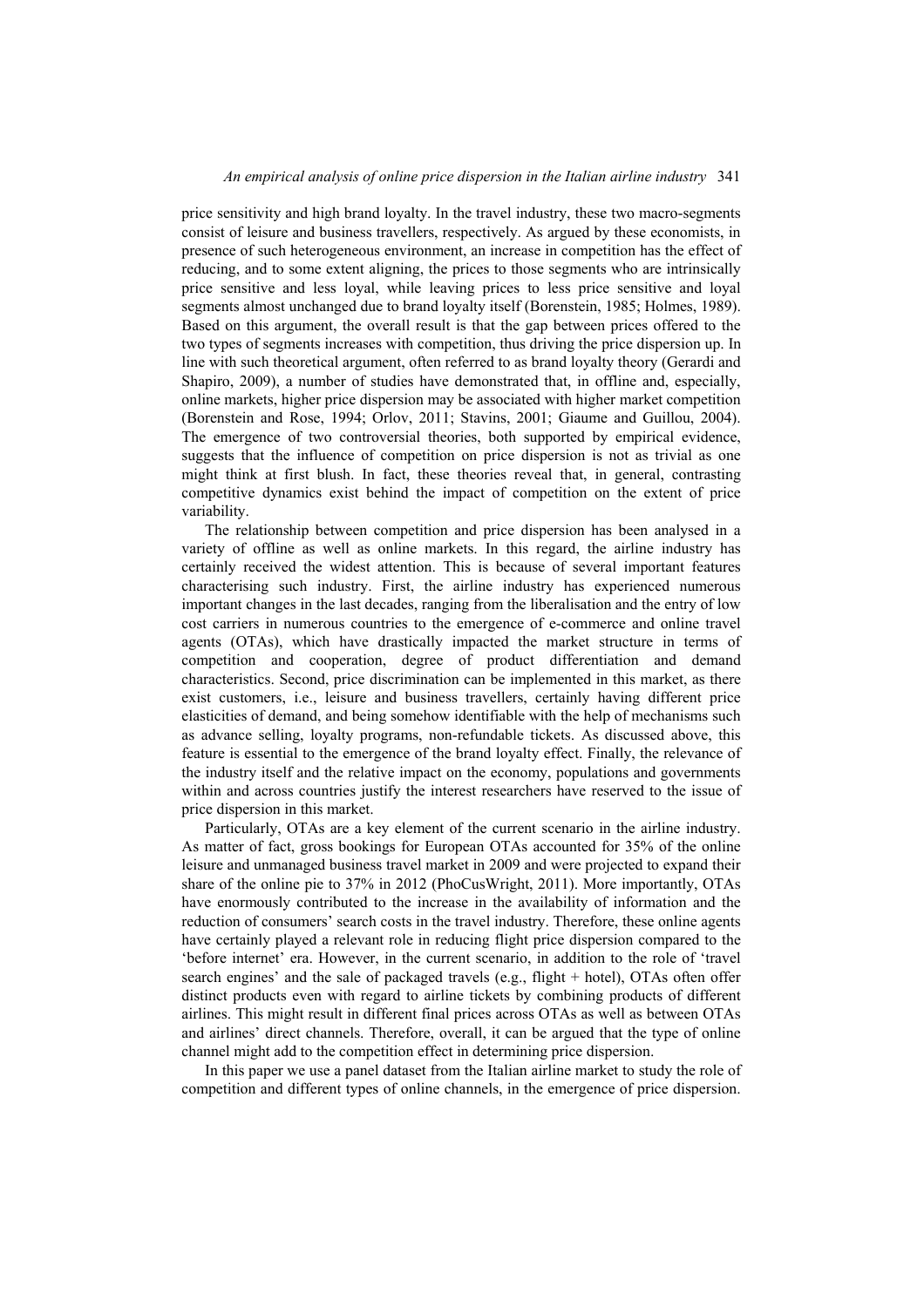price sensitivity and high brand loyalty. In the travel industry, these two macro-segments consist of leisure and business travellers, respectively. As argued by these economists, in presence of such heterogeneous environment, an increase in competition has the effect of reducing, and to some extent aligning, the prices to those segments who are intrinsically price sensitive and less loyal, while leaving prices to less price sensitive and loyal segments almost unchanged due to brand loyalty itself (Borenstein, 1985; Holmes, 1989). Based on this argument, the overall result is that the gap between prices offered to the two types of segments increases with competition, thus driving the price dispersion up. In line with such theoretical argument, often referred to as brand loyalty theory (Gerardi and Shapiro, 2009), a number of studies have demonstrated that, in offline and, especially, online markets, higher price dispersion may be associated with higher market competition (Borenstein and Rose, 1994; Orlov, 2011; Stavins, 2001; Giaume and Guillou, 2004). The emergence of two controversial theories, both supported by empirical evidence, suggests that the influence of competition on price dispersion is not as trivial as one might think at first blush. In fact, these theories reveal that, in general, contrasting competitive dynamics exist behind the impact of competition on the extent of price variability.

The relationship between competition and price dispersion has been analysed in a variety of offline as well as online markets. In this regard, the airline industry has certainly received the widest attention. This is because of several important features characterising such industry. First, the airline industry has experienced numerous important changes in the last decades, ranging from the liberalisation and the entry of low cost carriers in numerous countries to the emergence of e-commerce and online travel agents (OTAs), which have drastically impacted the market structure in terms of competition and cooperation, degree of product differentiation and demand characteristics. Second, price discrimination can be implemented in this market, as there exist customers, i.e., leisure and business travellers, certainly having different price elasticities of demand, and being somehow identifiable with the help of mechanisms such as advance selling, loyalty programs, non-refundable tickets. As discussed above, this feature is essential to the emergence of the brand loyalty effect. Finally, the relevance of the industry itself and the relative impact on the economy, populations and governments within and across countries justify the interest researchers have reserved to the issue of price dispersion in this market.

Particularly, OTAs are a key element of the current scenario in the airline industry. As matter of fact, gross bookings for European OTAs accounted for 35% of the online leisure and unmanaged business travel market in 2009 and were projected to expand their share of the online pie to 37% in 2012 (PhoCusWright, 2011). More importantly, OTAs have enormously contributed to the increase in the availability of information and the reduction of consumers' search costs in the travel industry. Therefore, these online agents have certainly played a relevant role in reducing flight price dispersion compared to the 'before internet' era. However, in the current scenario, in addition to the role of 'travel search engines' and the sale of packaged travels (e.g., flight + hotel), OTAs often offer distinct products even with regard to airline tickets by combining products of different airlines. This might result in different final prices across OTAs as well as between OTAs and airlines' direct channels. Therefore, overall, it can be argued that the type of online channel might add to the competition effect in determining price dispersion.

In this paper we use a panel dataset from the Italian airline market to study the role of competition and different types of online channels, in the emergence of price dispersion.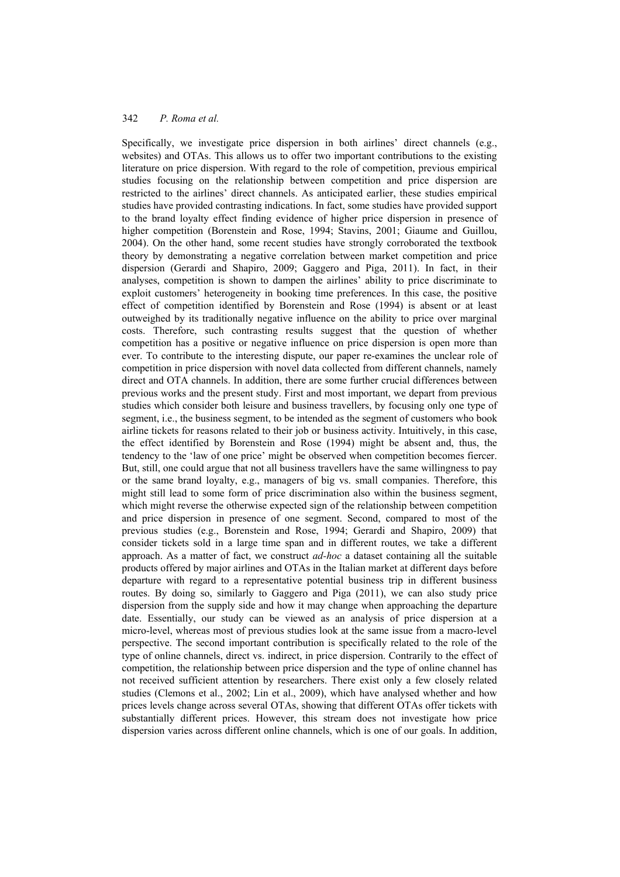Specifically, we investigate price dispersion in both airlines' direct channels (e.g., websites) and OTAs. This allows us to offer two important contributions to the existing literature on price dispersion. With regard to the role of competition, previous empirical studies focusing on the relationship between competition and price dispersion are restricted to the airlines' direct channels. As anticipated earlier, these studies empirical studies have provided contrasting indications. In fact, some studies have provided support to the brand loyalty effect finding evidence of higher price dispersion in presence of higher competition (Borenstein and Rose, 1994; Stavins, 2001; Giaume and Guillou, 2004). On the other hand, some recent studies have strongly corroborated the textbook theory by demonstrating a negative correlation between market competition and price dispersion (Gerardi and Shapiro, 2009; Gaggero and Piga, 2011). In fact, in their analyses, competition is shown to dampen the airlines' ability to price discriminate to exploit customers' heterogeneity in booking time preferences. In this case, the positive effect of competition identified by Borenstein and Rose (1994) is absent or at least outweighed by its traditionally negative influence on the ability to price over marginal costs. Therefore, such contrasting results suggest that the question of whether competition has a positive or negative influence on price dispersion is open more than ever. To contribute to the interesting dispute, our paper re-examines the unclear role of competition in price dispersion with novel data collected from different channels, namely direct and OTA channels. In addition, there are some further crucial differences between previous works and the present study. First and most important, we depart from previous studies which consider both leisure and business travellers, by focusing only one type of segment, i.e., the business segment, to be intended as the segment of customers who book airline tickets for reasons related to their job or business activity. Intuitively, in this case, the effect identified by Borenstein and Rose (1994) might be absent and, thus, the tendency to the 'law of one price' might be observed when competition becomes fiercer. But, still, one could argue that not all business travellers have the same willingness to pay or the same brand loyalty, e.g., managers of big vs. small companies. Therefore, this might still lead to some form of price discrimination also within the business segment, which might reverse the otherwise expected sign of the relationship between competition and price dispersion in presence of one segment. Second, compared to most of the previous studies (e.g., Borenstein and Rose, 1994; Gerardi and Shapiro, 2009) that consider tickets sold in a large time span and in different routes, we take a different approach. As a matter of fact, we construct *ad-hoc* a dataset containing all the suitable products offered by major airlines and OTAs in the Italian market at different days before departure with regard to a representative potential business trip in different business routes. By doing so, similarly to Gaggero and Piga (2011), we can also study price dispersion from the supply side and how it may change when approaching the departure date. Essentially, our study can be viewed as an analysis of price dispersion at a micro-level, whereas most of previous studies look at the same issue from a macro-level perspective. The second important contribution is specifically related to the role of the type of online channels, direct vs. indirect, in price dispersion. Contrarily to the effect of competition, the relationship between price dispersion and the type of online channel has not received sufficient attention by researchers. There exist only a few closely related studies (Clemons et al., 2002; Lin et al., 2009), which have analysed whether and how prices levels change across several OTAs, showing that different OTAs offer tickets with substantially different prices. However, this stream does not investigate how price dispersion varies across different online channels, which is one of our goals. In addition,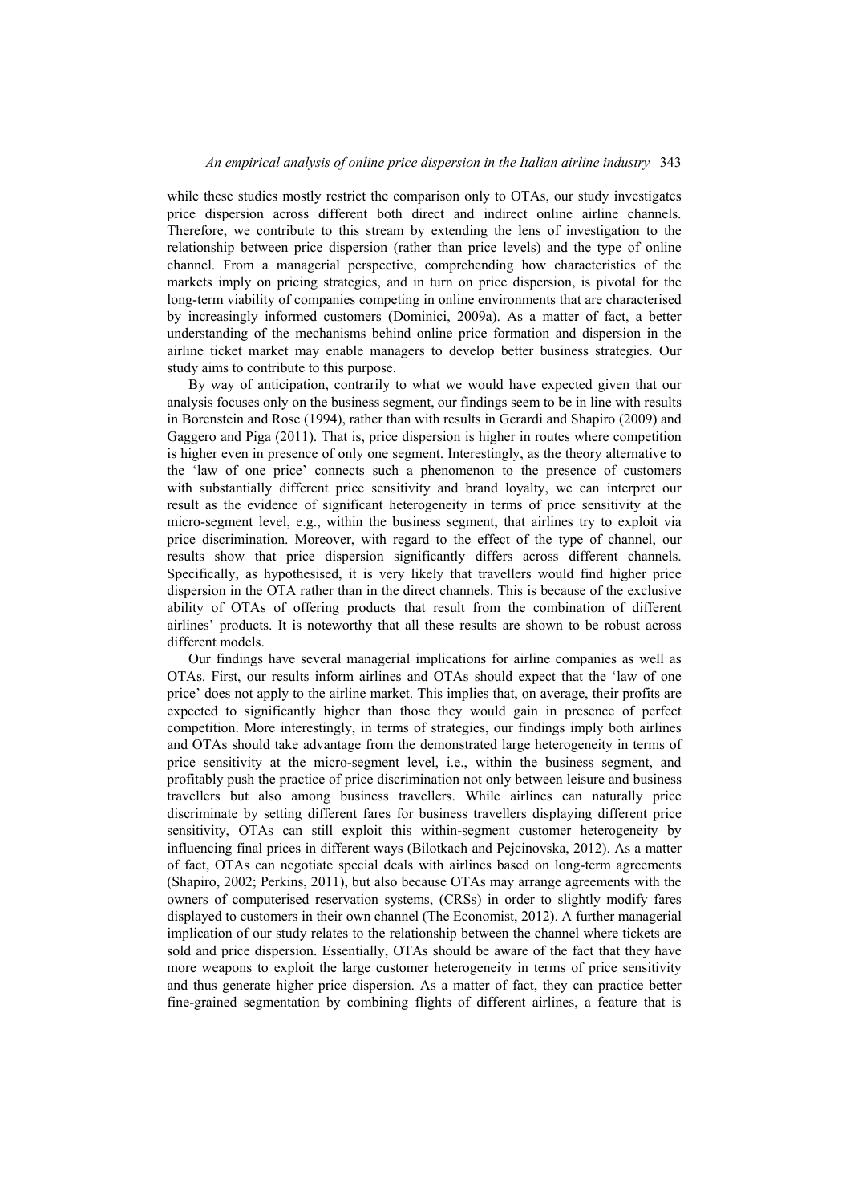while these studies mostly restrict the comparison only to OTAs, our study investigates price dispersion across different both direct and indirect online airline channels. Therefore, we contribute to this stream by extending the lens of investigation to the relationship between price dispersion (rather than price levels) and the type of online channel. From a managerial perspective, comprehending how characteristics of the markets imply on pricing strategies, and in turn on price dispersion, is pivotal for the long-term viability of companies competing in online environments that are characterised by increasingly informed customers (Dominici, 2009a). As a matter of fact, a better understanding of the mechanisms behind online price formation and dispersion in the airline ticket market may enable managers to develop better business strategies. Our study aims to contribute to this purpose.

By way of anticipation, contrarily to what we would have expected given that our analysis focuses only on the business segment, our findings seem to be in line with results in Borenstein and Rose (1994), rather than with results in Gerardi and Shapiro (2009) and Gaggero and Piga (2011). That is, price dispersion is higher in routes where competition is higher even in presence of only one segment. Interestingly, as the theory alternative to the 'law of one price' connects such a phenomenon to the presence of customers with substantially different price sensitivity and brand loyalty, we can interpret our result as the evidence of significant heterogeneity in terms of price sensitivity at the micro-segment level, e.g., within the business segment, that airlines try to exploit via price discrimination. Moreover, with regard to the effect of the type of channel, our results show that price dispersion significantly differs across different channels. Specifically, as hypothesised, it is very likely that travellers would find higher price dispersion in the OTA rather than in the direct channels. This is because of the exclusive ability of OTAs of offering products that result from the combination of different airlines' products. It is noteworthy that all these results are shown to be robust across different models.

Our findings have several managerial implications for airline companies as well as OTAs. First, our results inform airlines and OTAs should expect that the 'law of one price' does not apply to the airline market. This implies that, on average, their profits are expected to significantly higher than those they would gain in presence of perfect competition. More interestingly, in terms of strategies, our findings imply both airlines and OTAs should take advantage from the demonstrated large heterogeneity in terms of price sensitivity at the micro-segment level, i.e., within the business segment, and profitably push the practice of price discrimination not only between leisure and business travellers but also among business travellers. While airlines can naturally price discriminate by setting different fares for business travellers displaying different price sensitivity, OTAs can still exploit this within-segment customer heterogeneity by influencing final prices in different ways (Bilotkach and Pejcinovska, 2012). As a matter of fact, OTAs can negotiate special deals with airlines based on long-term agreements (Shapiro, 2002; Perkins, 2011), but also because OTAs may arrange agreements with the owners of computerised reservation systems, (CRSs) in order to slightly modify fares displayed to customers in their own channel (The Economist, 2012). A further managerial implication of our study relates to the relationship between the channel where tickets are sold and price dispersion. Essentially, OTAs should be aware of the fact that they have more weapons to exploit the large customer heterogeneity in terms of price sensitivity and thus generate higher price dispersion. As a matter of fact, they can practice better fine-grained segmentation by combining flights of different airlines, a feature that is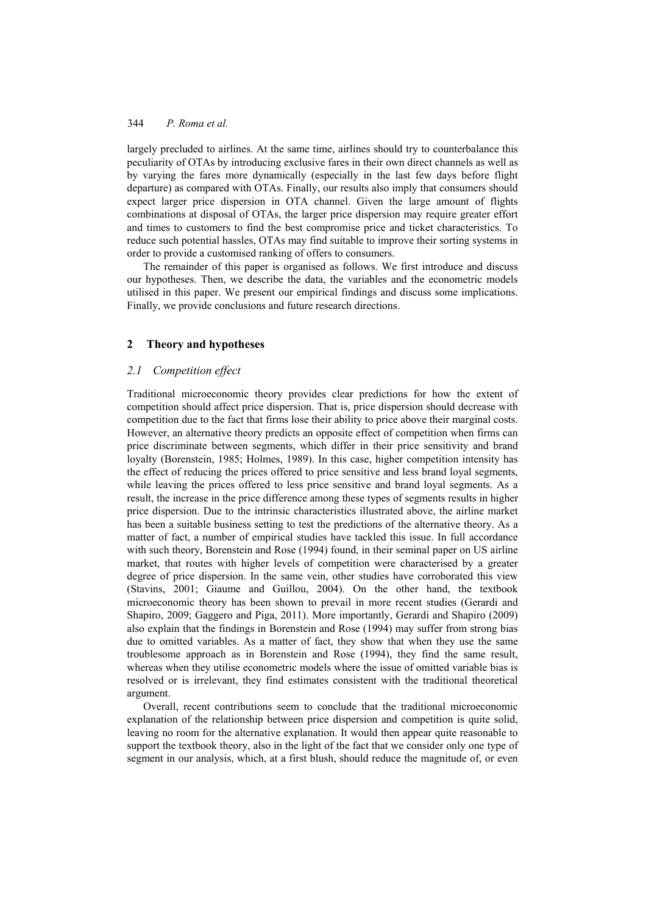largely precluded to airlines. At the same time, airlines should try to counterbalance this peculiarity of OTAs by introducing exclusive fares in their own direct channels as well as by varying the fares more dynamically (especially in the last few days before flight departure) as compared with OTAs. Finally, our results also imply that consumers should expect larger price dispersion in OTA channel. Given the large amount of flights combinations at disposal of OTAs, the larger price dispersion may require greater effort and times to customers to find the best compromise price and ticket characteristics. To reduce such potential hassles, OTAs may find suitable to improve their sorting systems in order to provide a customised ranking of offers to consumers.

The remainder of this paper is organised as follows. We first introduce and discuss our hypotheses. Then, we describe the data, the variables and the econometric models utilised in this paper. We present our empirical findings and discuss some implications. Finally, we provide conclusions and future research directions.

## 2 Theory and hypotheses

### 2.1 Competition effect

Traditional microeconomic theory provides clear predictions for how the extent of competition should affect price dispersion. That is, price dispersion should decrease with competition due to the fact that firms lose their ability to price above their marginal costs. However, an alternative theory predicts an opposite effect of competition when firms can price discriminate between segments, which differ in their price sensitivity and brand loyalty (Borenstein, 1985; Holmes, 1989). In this case, higher competition intensity has the effect of reducing the prices offered to price sensitive and less brand loyal segments, while leaving the prices offered to less price sensitive and brand loyal segments. As a result, the increase in the price difference among these types of segments results in higher price dispersion. Due to the intrinsic characteristics illustrated above, the airline market has been a suitable business setting to test the predictions of the alternative theory. As a matter of fact, a number of empirical studies have tackled this issue. In full accordance with such theory, Borenstein and Rose (1994) found, in their seminal paper on US airline market, that routes with higher levels of competition were characterised by a greater degree of price dispersion. In the same vein, other studies have corroborated this view (Stavins, 2001; Giaume and Guillou, 2004). On the other hand, the textbook microeconomic theory has been shown to prevail in more recent studies (Gerardi and Shapiro, 2009; Gaggero and Piga, 2011). More importantly, Gerardi and Shapiro (2009) also explain that the findings in Borenstein and Rose (1994) may suffer from strong bias due to omitted variables. As a matter of fact, they show that when they use the same troublesome approach as in Borenstein and Rose (1994), they find the same result, whereas when they utilise econometric models where the issue of omitted variable bias is resolved or is irrelevant, they find estimates consistent with the traditional theoretical argument.

Overall, recent contributions seem to conclude that the traditional microeconomic explanation of the relationship between price dispersion and competition is quite solid, leaving no room for the alternative explanation. It would then appear quite reasonable to support the textbook theory, also in the light of the fact that we consider only one type of segment in our analysis, which, at a first blush, should reduce the magnitude of, or even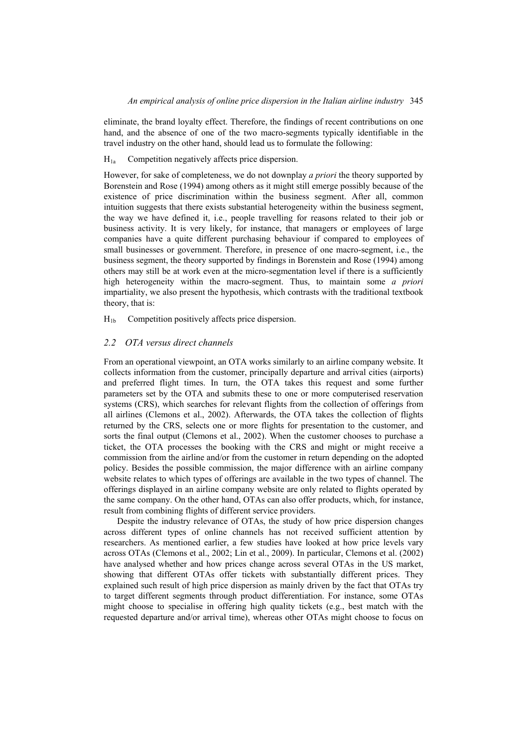eliminate, the brand loyalty effect. Therefore, the findings of recent contributions on one hand, and the absence of one of the two macro-segments typically identifiable in the travel industry on the other hand, should lead us to formulate the following:

$H_{1a}$ Competition negatively affects price dispersion.

However, for sake of completeness, we do not downplay *a priori* the theory supported by Borenstein and Rose (1994) among others as it might still emerge possibly because of the existence of price discrimination within the business segment. After all, common intuition suggests that there exists substantial heterogeneity within the business segment, the way we have defined it, i.e., people travelling for reasons related to their job or business activity. It is very likely, for instance, that managers or employees of large companies have a quite different purchasing behaviour if compared to employees of small businesses or government. Therefore, in presence of one macro-segment, i.e., the business segment, the theory supported by findings in Borenstein and Rose (1994) among others may still be at work even at the micro-segmentation level if there is a sufficiently high heterogeneity within the macro-segment. Thus, to maintain some *a priori* impartiality, we also present the hypothesis, which contrasts with the traditional textbook theory, that is:

$H_{1b}$ Competition positively affects price dispersion.

### *2.2 OTA versus direct channels*

From an operational viewpoint, an OTA works similarly to an airline company website. It collects information from the customer, principally departure and arrival cities (airports) and preferred flight times. In turn, the OTA takes this request and some further parameters set by the OTA and submits these to one or more computerised reservation systems (CRS), which searches for relevant flights from the collection of offerings from all airlines (Clemons et al., 2002). Afterwards, the OTA takes the collection of flights returned by the CRS, selects one or more flights for presentation to the customer, and sorts the final output (Clemons et al., 2002). When the customer chooses to purchase a ticket, the OTA processes the booking with the CRS and might or might receive a commission from the airline and/or from the customer in return depending on the adopted policy. Besides the possible commission, the major difference with an airline company website relates to which types of offerings are available in the two types of channel. The offerings displayed in an airline company website are only related to flights operated by the same company. On the other hand, OTAs can also offer products, which, for instance, result from combining flights of different service providers.

Despite the industry relevance of OTAs, the study of how price dispersion changes across different types of online channels has not received sufficient attention by researchers. As mentioned earlier, a few studies have looked at how price levels vary across OTAs (Clemons et al., 2002; Lin et al., 2009). In particular, Clemons et al. (2002) have analysed whether and how prices change across several OTAs in the US market, showing that different OTAs offer tickets with substantially different prices. They explained such result of high price dispersion as mainly driven by the fact that OTAs try to target different segments through product differentiation. For instance, some OTAs might choose to specialise in offering high quality tickets (e.g., best match with the requested departure and/or arrival time), whereas other OTAs might choose to focus on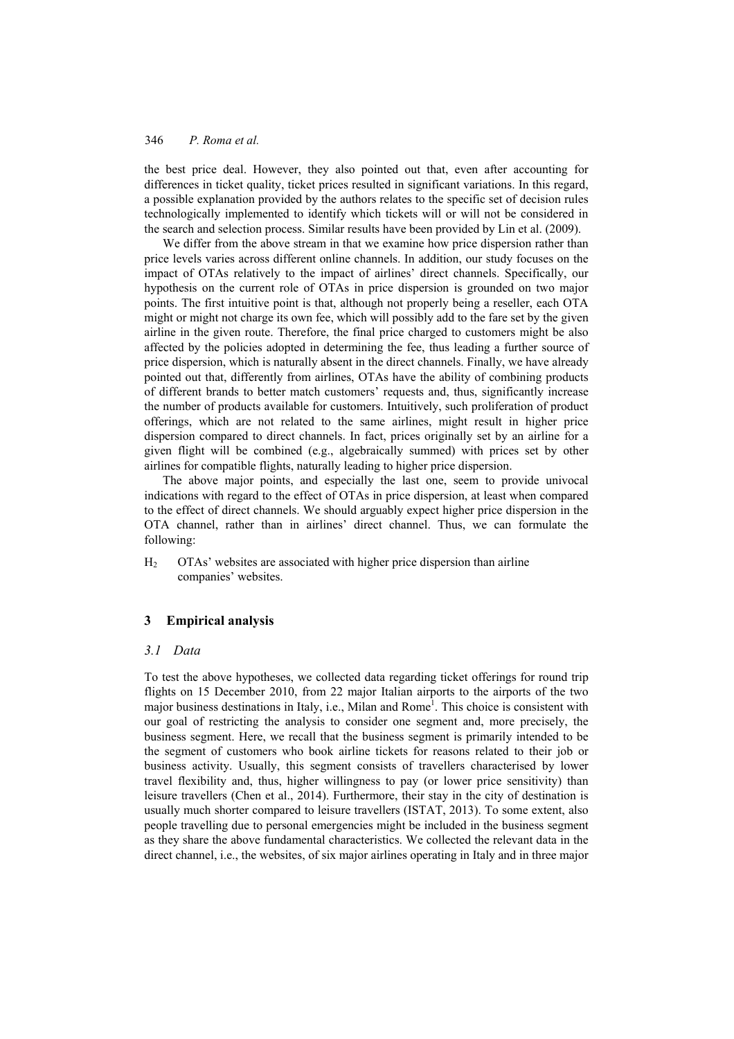the best price deal. However, they also pointed out that, even after accounting for differences in ticket quality, ticket prices resulted in significant variations. In this regard, a possible explanation provided by the authors relates to the specific set of decision rules technologically implemented to identify which tickets will or will not be considered in the search and selection process. Similar results have been provided by Lin et al. (2009).

We differ from the above stream in that we examine how price dispersion rather than price levels varies across different online channels. In addition, our study focuses on the impact of OTAs relatively to the impact of airlines' direct channels. Specifically, our hypothesis on the current role of OTAs in price dispersion is grounded on two major points. The first intuitive point is that, although not properly being a reseller, each OTA might or might not charge its own fee, which will possibly add to the fare set by the given airline in the given route. Therefore, the final price charged to customers might be also affected by the policies adopted in determining the fee, thus leading a further source of price dispersion, which is naturally absent in the direct channels. Finally, we have already pointed out that, differently from airlines, OTAs have the ability of combining products of different brands to better match customers' requests and, thus, significantly increase the number of products available for customers. Intuitively, such proliferation of product offerings, which are not related to the same airlines, might result in higher price dispersion compared to direct channels. In fact, prices originally set by an airline for a given flight will be combined (e.g., algebraically summed) with prices set by other airlines for compatible flights, naturally leading to higher price dispersion.

The above major points, and especially the last one, seem to provide univocal indications with regard to the effect of OTAs in price dispersion, at least when compared to the effect of direct channels. We should arguably expect higher price dispersion in the OTA channel, rather than in airlines' direct channel. Thus, we can formulate the following:

$H_2$ OTAs' websites are associated with higher price dispersion than airline companies' websites.

## 3 Empirical analysis

### 3.1 Data

To test the above hypotheses, we collected data regarding ticket offerings for round trip flights on 15 December 2010, from 22 major Italian airports to the airports of the two major business destinations in Italy, i.e., Milan and Rome[1]. This choice is consistent with our goal of restricting the analysis to consider one segment and, more precisely, the business segment. Here, we recall that the business segment is primarily intended to be the segment of customers who book airline tickets for reasons related to their job or business activity. Usually, this segment consists of travellers characterised by lower travel flexibility and, thus, higher willingness to pay (or lower price sensitivity) than leisure travellers (Chen et al., 2014). Furthermore, their stay in the city of destination is usually much shorter compared to leisure travellers (ISTAT, 2013). To some extent, also people travelling due to personal emergencies might be included in the business segment as they share the above fundamental characteristics. We collected the relevant data in the direct channel, i.e., the websites, of six major airlines operating in Italy and in three major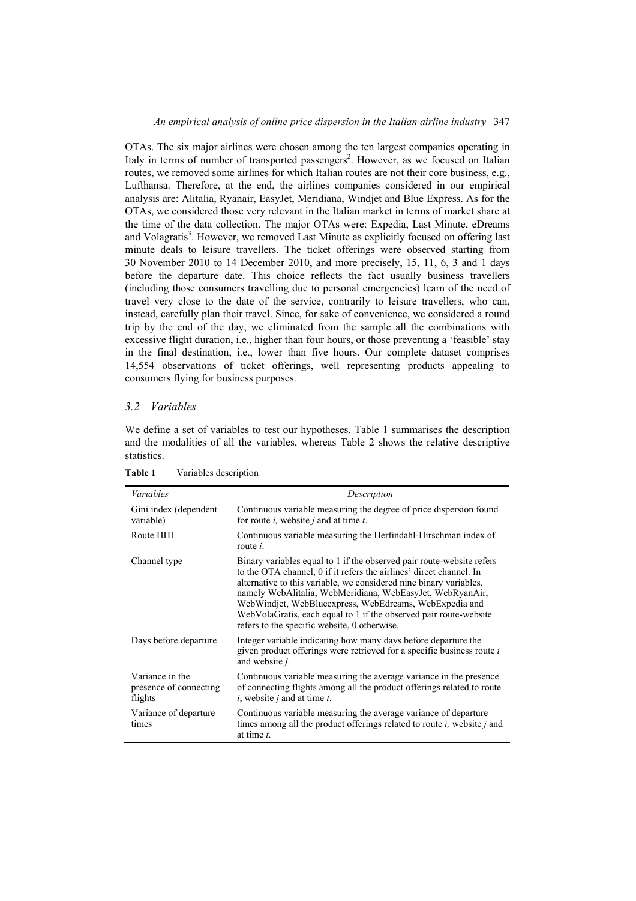OTAs. The six major airlines were chosen among the ten largest companies operating in Italy in terms of number of transported passengers[2]. However, as we focused on Italian routes, we removed some airlines for which Italian routes are not their core business, e.g., Lufthansa. Therefore, at the end, the airlines companies considered in our empirical analysis are: Alitalia, Ryanair, EasyJet, Meridiana, Windjet and Blue Express. As for the OTAs, we considered those very relevant in the Italian market in terms of market share at the time of the data collection. The major OTAs were: Expedia, Last Minute, eDreams and Volagratis[3]. However, we removed Last Minute as explicitly focused on offering last minute deals to leisure travellers. The ticket offerings were observed starting from 30 November 2010 to 14 December 2010, and more precisely, 15, 11, 6, 3 and 1 days before the departure date. This choice reflects the fact usually business travellers (including those consumers travelling due to personal emergencies) learn of the need of travel very close to the date of the service, contrarily to leisure travellers, who can, instead, carefully plan their travel. Since, for sake of convenience, we considered a round trip by the end of the day, we eliminated from the sample all the combinations with excessive flight duration, i.e., higher than four hours, or those preventing a 'feasible' stay in the final destination, i.e., lower than five hours. Our complete dataset comprises 14,554 observations of ticket offerings, well representing products appealing to consumers flying for business purposes.

### 3.2 Variables

We define a set of variables to test our hypotheses. Table 1 summarises the description and the modalities of all the variables, whereas Table 2 shows the relative descriptive statistics.

**Table 1** Variables description

| *Variables* | *Description* |
|---|---|
| Gini index (dependent variable) | Continuous variable measuring the degree of price dispersion found for route *i,* website *j* and at time *t*. |
| Route HHI | Continuous variable measuring the Herfindahl-Hirschman index of route *i*. |
| Channel type | Binary variables equal to 1 if the observed pair route-website refers to the OTA channel, 0 if it refers the airlines' direct channel. In alternative to this variable, we considered nine binary variables, namely WebAlitalia, WebMeridiana, WebEasyJet, WebRyanAir, WebWindjet, WebBlueexpress, WebEdreams, WebExpedia and WebVolaGratis, each equal to 1 if the observed pair route-website refers to the specific website, 0 otherwise. |
| Days before departure | Integer variable indicating how many days before departure the given product offerings were retrieved for a specific business route *i* and website *j*. |
| Variance in the presence of connecting flights | Continuous variable measuring the average variance in the presence of connecting flights among all the product offerings related to route *i*, website *j* and at time *t*. |
| Variance of departure times | Continuous variable measuring the average variance of departure times among all the product offerings related to route *i,* website *j* and at time *t*. |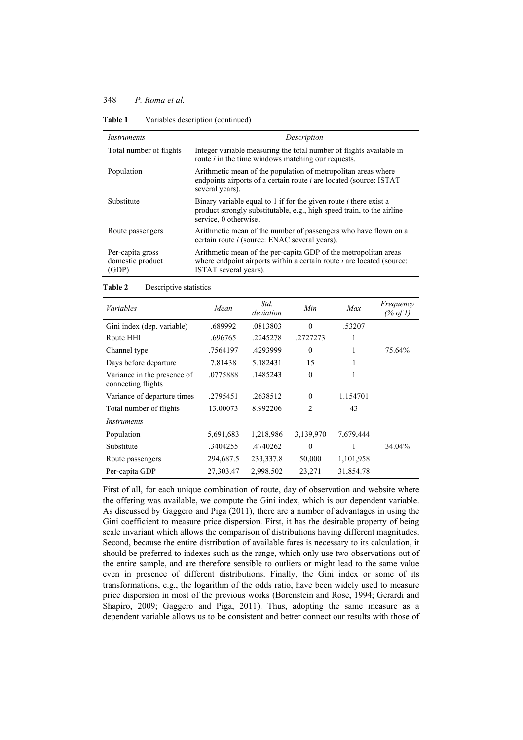**Table 1** Variables description (continued)

| *Instruments* | *Description* |
|---|---|
| Total number of flights | Integer variable measuring the total number of flights available in route *i* in the time windows matching our requests. |
| Population | Arithmetic mean of the population of metropolitan areas where endpoints airports of a certain route *i* are located (source: ISTAT several years). |
| Substitute | Binary variable equal to 1 if for the given route *i* there exist a product strongly substitutable, e.g., high speed train, to the airline service, 0 otherwise. |
| Route passengers | Arithmetic mean of the number of passengers who have flown on a certain route *i* (source: ENAC several years). |
| Per-capita gross domestic product (GDP) | Arithmetic mean of the per-capita GDP of the metropolitan areas where endpoint airports within a certain route *i* are located (source: ISTAT several years). |

**Table 2** Descriptive statistics

| *Variables* | *Mean* | *Std. deviation* | *Min* | *Max* | *Frequency (% of 1)* |
|---|---|---|---|---|---|
| Gini index (dep. variable) | .689992 | .0813803 | 0 | .53207 | |
| Route HHI | .696765 | .2245278 | .2727273 | 1 | |
| Channel type | .7564197 | .4293999 | 0 | 1 | 75.64% |
| Days before departure | 7.81438 | 5.182431 | 15 | 1 | |
| Variance in the presence of connecting flights | .0775888 | .1485243 | 0 | 1 | |
| Variance of departure times | .2795451 | .2638512 | 0 | 1.154701 | |
| Total number of flights | 13.00073 | 8.992206 | 2 | 43 | |
| *Instruments* | | | | | |
| Population | 5,691,683 | 1,218,986 | 3,139,970 | 7,679,444 | |
| Substitute | .3404255 | .4740262 | 0 | 1 | 34.04% |
| Route passengers | 294,687.5 | 233,337.8 | 50,000 | 1,101,958 | |
| Per-capita GDP | 27,303.47 | 2,998.502 | 23,271 | 31,854.78 | |

First of all, for each unique combination of route, day of observation and website where the offering was available, we compute the Gini index, which is our dependent variable. As discussed by Gaggero and Piga (2011), there are a number of advantages in using the Gini coefficient to measure price dispersion. First, it has the desirable property of being scale invariant which allows the comparison of distributions having different magnitudes. Second, because the entire distribution of available fares is necessary to its calculation, it should be preferred to indexes such as the range, which only use two observations out of the entire sample, and are therefore sensible to outliers or might lead to the same value even in presence of different distributions. Finally, the Gini index or some of its transformations, e.g., the logarithm of the odds ratio, have been widely used to measure price dispersion in most of the previous works (Borenstein and Rose, 1994; Gerardi and Shapiro, 2009; Gaggero and Piga, 2011). Thus, adopting the same measure as a dependent variable allows us to be consistent and better connect our results with those of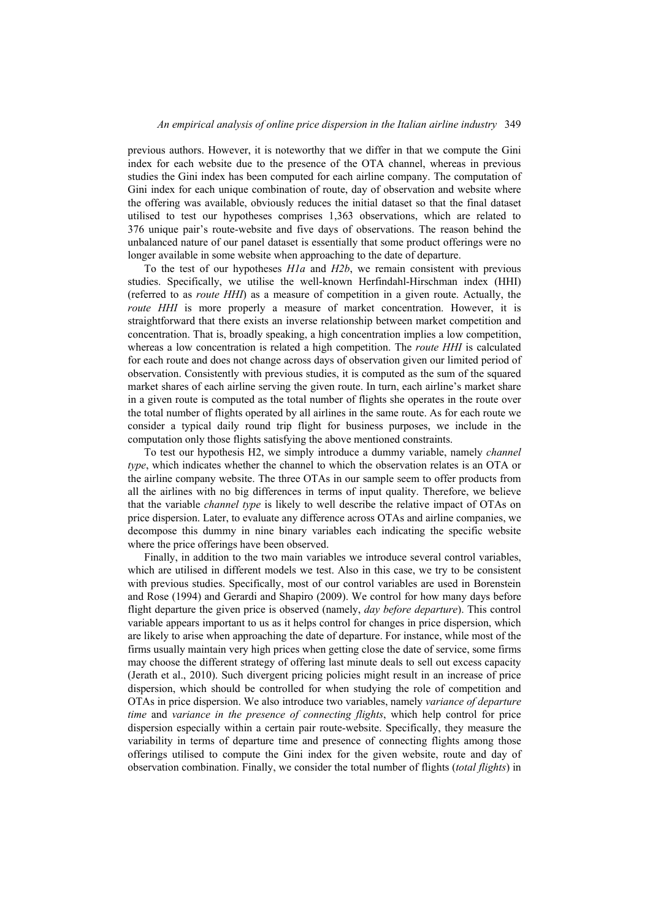previous authors. However, it is noteworthy that we differ in that we compute the Gini index for each website due to the presence of the OTA channel, whereas in previous studies the Gini index has been computed for each airline company. The computation of Gini index for each unique combination of route, day of observation and website where the offering was available, obviously reduces the initial dataset so that the final dataset utilised to test our hypotheses comprises 1,363 observations, which are related to 376 unique pair's route-website and five days of observations. The reason behind the unbalanced nature of our panel dataset is essentially that some product offerings were no longer available in some website when approaching to the date of departure.

To the test of our hypotheses *H1a* and *H2b*, we remain consistent with previous studies. Specifically, we utilise the well-known Herfindahl-Hirschman index (HHI) (referred to as *route HHI*) as a measure of competition in a given route. Actually, the *route HHI* is more properly a measure of market concentration. However, it is straightforward that there exists an inverse relationship between market competition and concentration. That is, broadly speaking, a high concentration implies a low competition, whereas a low concentration is related a high competition. The *route HHI* is calculated for each route and does not change across days of observation given our limited period of observation. Consistently with previous studies, it is computed as the sum of the squared market shares of each airline serving the given route. In turn, each airline's market share in a given route is computed as the total number of flights she operates in the route over the total number of flights operated by all airlines in the same route. As for each route we consider a typical daily round trip flight for business purposes, we include in the computation only those flights satisfying the above mentioned constraints.

To test our hypothesis H2, we simply introduce a dummy variable, namely *channel type*, which indicates whether the channel to which the observation relates is an OTA or the airline company website. The three OTAs in our sample seem to offer products from all the airlines with no big differences in terms of input quality. Therefore, we believe that the variable *channel type* is likely to well describe the relative impact of OTAs on price dispersion. Later, to evaluate any difference across OTAs and airline companies, we decompose this dummy in nine binary variables each indicating the specific website where the price offerings have been observed.

Finally, in addition to the two main variables we introduce several control variables, which are utilised in different models we test. Also in this case, we try to be consistent with previous studies. Specifically, most of our control variables are used in Borenstein and Rose (1994) and Gerardi and Shapiro (2009). We control for how many days before flight departure the given price is observed (namely, *day before departure*). This control variable appears important to us as it helps control for changes in price dispersion, which are likely to arise when approaching the date of departure. For instance, while most of the firms usually maintain very high prices when getting close the date of service, some firms may choose the different strategy of offering last minute deals to sell out excess capacity (Jerath et al., 2010). Such divergent pricing policies might result in an increase of price dispersion, which should be controlled for when studying the role of competition and OTAs in price dispersion. We also introduce two variables, namely *variance of departure time* and *variance in the presence of connecting flights*, which help control for price dispersion especially within a certain pair route-website. Specifically, they measure the variability in terms of departure time and presence of connecting flights among those offerings utilised to compute the Gini index for the given website, route and day of observation combination. Finally, we consider the total number of flights (*total flights*) in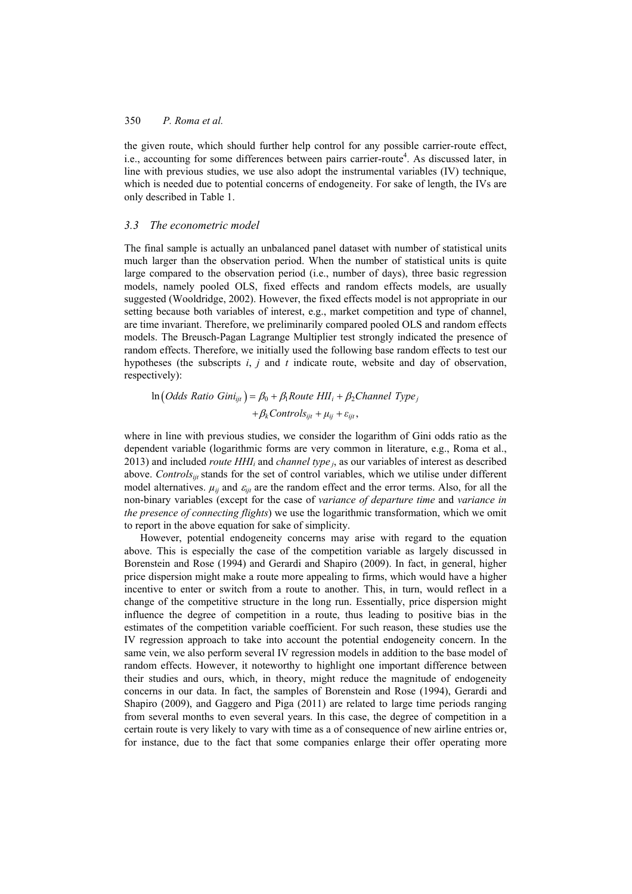the given route, which should further help control for any possible carrier-route effect, i.e., accounting for some differences between pairs carrier-route[4]. As discussed later, in line with previous studies, we use also adopt the instrumental variables (IV) technique, which is needed due to potential concerns of endogeneity. For sake of length, the IVs are only described in Table 1.

### 3.3 The econometric model

The final sample is actually an unbalanced panel dataset with number of statistical units much larger than the observation period. When the number of statistical units is quite large compared to the observation period (i.e., number of days), three basic regression models, namely pooled OLS, fixed effects and random effects models, are usually suggested (Wooldridge, 2002). However, the fixed effects model is not appropriate in our setting because both variables of interest, e.g., market competition and type of channel, are time invariant. Therefore, we preliminarily compared pooled OLS and random effects models. The Breusch-Pagan Lagrange Multiplier test strongly indicated the presence of random effects. Therefore, we initially used the following base random effects to test our hypotheses (the subscripts $i$, $j$ and $t$ indicate route, website and day of observation, respectively):

$$\ln\left(Odds\ Ratio\ Gini_{ijt}\right) = \beta_0 + \beta_1 Route\ HII_i + \beta_2 Channel\ Type_j + \beta_k Controls_{ijt} + \mu_{ij} + \varepsilon_{ijt},$$

where in line with previous studies, we consider the logarithm of Gini odds ratio as the dependent variable (logarithmic forms are very common in literature, e.g., Roma et al., 2013) and included *route HHI*$_i$ and *channel type*$_j$, as our variables of interest as described above. $Controls_{ijt}$ stands for the set of control variables, which we utilise under different model alternatives. $\mu_{ij}$ and $\varepsilon_{ijt}$ are the random effect and the error terms. Also, for all the non-binary variables (except for the case of *variance of departure time* and *variance in the presence of connecting flights*) we use the logarithmic transformation, which we omit to report in the above equation for sake of simplicity.

However, potential endogeneity concerns may arise with regard to the equation above. This is especially the case of the competition variable as largely discussed in Borenstein and Rose (1994) and Gerardi and Shapiro (2009). In fact, in general, higher price dispersion might make a route more appealing to firms, which would have a higher incentive to enter or switch from a route to another. This, in turn, would reflect in a change of the competitive structure in the long run. Essentially, price dispersion might influence the degree of competition in a route, thus leading to positive bias in the estimates of the competition variable coefficient. For such reason, these studies use the IV regression approach to take into account the potential endogeneity concern. In the same vein, we also perform several IV regression models in addition to the base model of random effects. However, it noteworthy to highlight one important difference between their studies and ours, which, in theory, might reduce the magnitude of endogeneity concerns in our data. In fact, the samples of Borenstein and Rose (1994), Gerardi and Shapiro (2009), and Gaggero and Piga (2011) are related to large time periods ranging from several months to even several years. In this case, the degree of competition in a certain route is very likely to vary with time as a of consequence of new airline entries or, for instance, due to the fact that some companies enlarge their offer operating more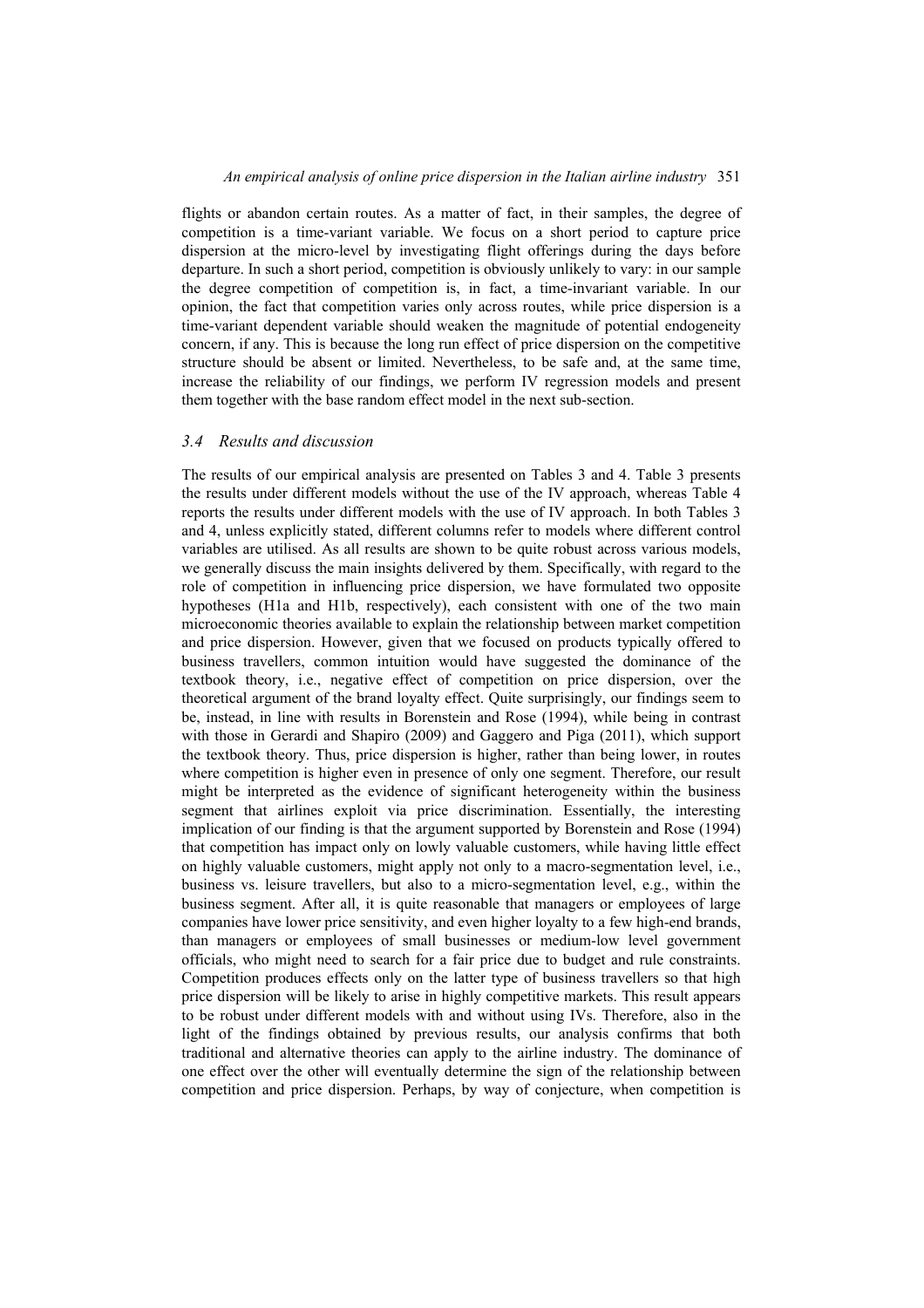flights or abandon certain routes. As a matter of fact, in their samples, the degree of competition is a time-variant variable. We focus on a short period to capture price dispersion at the micro-level by investigating flight offerings during the days before departure. In such a short period, competition is obviously unlikely to vary: in our sample the degree competition of competition is, in fact, a time-invariant variable. In our opinion, the fact that competition varies only across routes, while price dispersion is a time-variant dependent variable should weaken the magnitude of potential endogeneity concern, if any. This is because the long run effect of price dispersion on the competitive structure should be absent or limited. Nevertheless, to be safe and, at the same time, increase the reliability of our findings, we perform IV regression models and present them together with the base random effect model in the next sub-section.

### *3.4 Results and discussion*

The results of our empirical analysis are presented on Tables 3 and 4. Table 3 presents the results under different models without the use of the IV approach, whereas Table 4 reports the results under different models with the use of IV approach. In both Tables 3 and 4, unless explicitly stated, different columns refer to models where different control variables are utilised. As all results are shown to be quite robust across various models, we generally discuss the main insights delivered by them. Specifically, with regard to the role of competition in influencing price dispersion, we have formulated two opposite hypotheses (H1a and H1b, respectively), each consistent with one of the two main microeconomic theories available to explain the relationship between market competition and price dispersion. However, given that we focused on products typically offered to business travellers, common intuition would have suggested the dominance of the textbook theory, i.e., negative effect of competition on price dispersion, over the theoretical argument of the brand loyalty effect. Quite surprisingly, our findings seem to be, instead, in line with results in Borenstein and Rose (1994), while being in contrast with those in Gerardi and Shapiro (2009) and Gaggero and Piga (2011), which support the textbook theory. Thus, price dispersion is higher, rather than being lower, in routes where competition is higher even in presence of only one segment. Therefore, our result might be interpreted as the evidence of significant heterogeneity within the business segment that airlines exploit via price discrimination. Essentially, the interesting implication of our finding is that the argument supported by Borenstein and Rose (1994) that competition has impact only on lowly valuable customers, while having little effect on highly valuable customers, might apply not only to a macro-segmentation level, i.e., business vs. leisure travellers, but also to a micro-segmentation level, e.g., within the business segment. After all, it is quite reasonable that managers or employees of large companies have lower price sensitivity, and even higher loyalty to a few high-end brands, than managers or employees of small businesses or medium-low level government officials, who might need to search for a fair price due to budget and rule constraints. Competition produces effects only on the latter type of business travellers so that high price dispersion will be likely to arise in highly competitive markets. This result appears to be robust under different models with and without using IVs. Therefore, also in the light of the findings obtained by previous results, our analysis confirms that both traditional and alternative theories can apply to the airline industry. The dominance of one effect over the other will eventually determine the sign of the relationship between competition and price dispersion. Perhaps, by way of conjecture, when competition is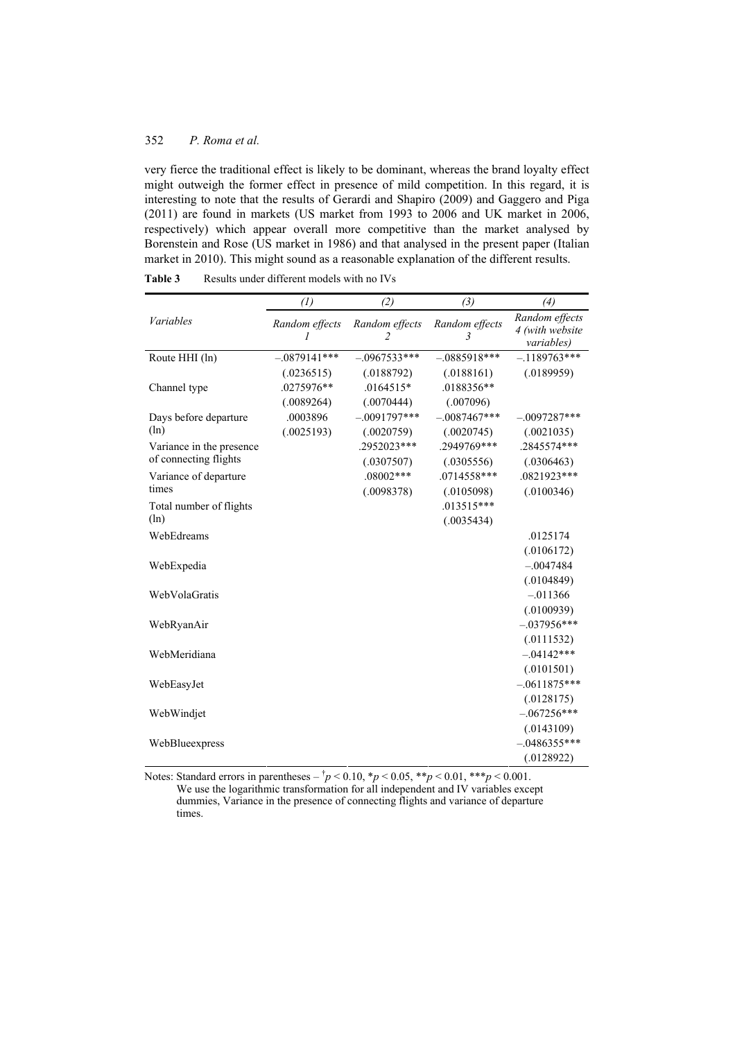very fierce the traditional effect is likely to be dominant, whereas the brand loyalty effect might outweigh the former effect in presence of mild competition. In this regard, it is interesting to note that the results of Gerardi and Shapiro (2009) and Gaggero and Piga (2011) are found in markets (US market from 1993 to 2006 and UK market in 2006, respectively) which appear overall more competitive than the market analysed by Borenstein and Rose (US market in 1986) and that analysed in the present paper (Italian market in 2010). This might sound as a reasonable explanation of the different results.

**Table 3** Results under different models with no IVs

| | *(1)* | *(2)* | *(3)* | *(4)* |
|---|---|---|---|---|
| *Variables* | *Random effects 1* | *Random effects 2* | *Random effects 3* | *Random effects 4 (with website variables)* |
| Route HHI (ln) | –.0879141*** | –.0967533*** | –.0885918*** | –.1189763*** |
| | (.0236515) | (.0188792) | (.0188161) | (.0189959) |
| Channel type | .0275976** | .0164515* | .0188356** | |
| | (.0089264) | (.0070444) | (.007096) | |
| Days before departure (ln) | .0003896 | –.0091797*** | –.0087467*** | –.0097287*** |
| | (.0025193) | (.0020759) | (.0020745) | (.0021035) |
| Variance in the presence of connecting flights | | .2952023*** | .2949769*** | .2845574*** |
| | | (.0307507) | (.0305556) | (.0306463) |
| Variance of departure times | | .08002*** | .0714558*** | .0821923*** |
| | | (.0098378) | (.0105098) | (.0100346) |
| Total number of flights (ln) | | | .013515*** | |
| | | | (.0035434) | |
| WebEdreams | | | | .0125174 |
| | | | | (.0106172) |
| WebExpedia | | | | –.0047484 |
| | | | | (.0104849) |
| WebVolaGratis | | | | –.011366 |
| | | | | (.0100939) |
| WebRyanAir | | | | –.037956*** |
| | | | | (.0111532) |
| WebMeridiana | | | | –.04142*** |
| | | | | (.0101501) |
| WebEasyJet | | | | –.0611875*** |
| | | | | (.0128175) |
| WebWindjet | | | | –.067256*** |
| | | | | (.0143109) |
| WebBlueexpress | | | | –.0486355*** |
| | | | | (.0128922) |

Notes: Standard errors in parentheses – $^{\dagger}p < 0.10$, $^{*}p < 0.05$, $^{**}p < 0.01$, $^{***}p < 0.001$.
We use the logarithmic transformation for all independent and IV variables except dummies, Variance in the presence of connecting flights and variance of departure times.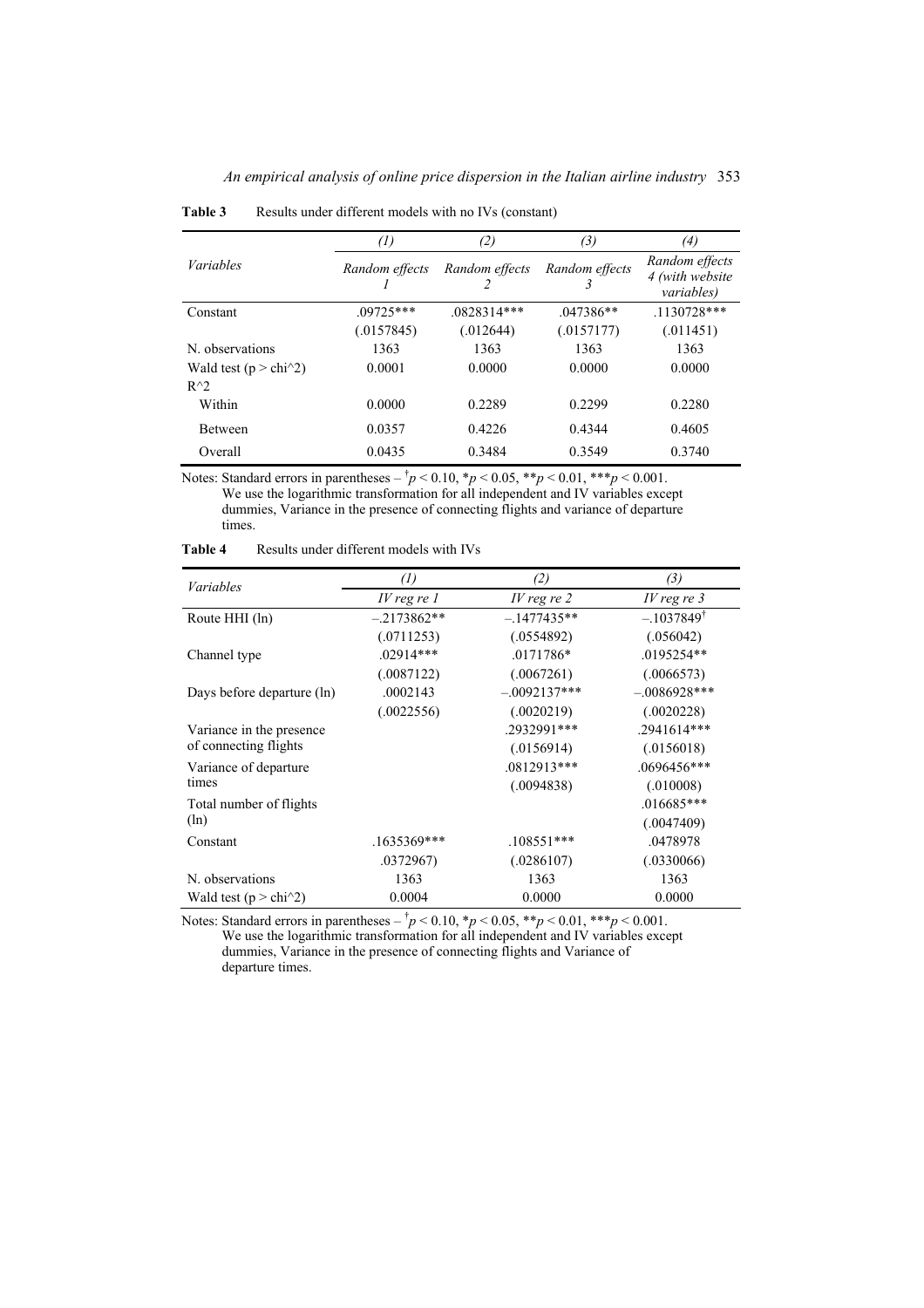**Table 3** Results under different models with no IVs (constant)

| | (1) | (2) | (3) | (4) |
|---|---|---|---|---|
| *Variables* | *Random effects 1* | *Random effects 2* | *Random effects 3* | *Random effects 4 (with website variables)* |
| Constant | .09725*** | .0828314*** | .047386** | .1130728*** |
| | (.0157845) | (.012644) | (.0157177) | (.011451) |
| N. observations | 1363 | 1363 | 1363 | 1363 |
| Wald test (p > chi^2) | 0.0001 | 0.0000 | 0.0000 | 0.0000 |
| R^2 | | | | |
| Within | 0.0000 | 0.2289 | 0.2299 | 0.2280 |
| Between | 0.0357 | 0.4226 | 0.4344 | 0.4605 |
| Overall | 0.0435 | 0.3484 | 0.3549 | 0.3740 |

Notes: Standard errors in parentheses – $^{\dagger}p < 0.10$, $^{*}p < 0.05$, $^{**}p < 0.01$, $^{***}p < 0.001$.
We use the logarithmic transformation for all independent and IV variables except dummies, Variance in the presence of connecting flights and variance of departure times.

**Table 4** Results under different models with IVs

| *Variables* | (1) | (2) | (3) |
|---|---|---|---|
| | *IV reg re 1* | *IV reg re 2* | *IV reg re 3* |
| Route HHI (ln) | –.2173862** | –.1477435** | –.1037849$^{\dagger}$ |
| | (.0711253) | (.0554892) | (.056042) |
| Channel type | .02914*** | .0171786* | .0195254** |
| | (.0087122) | (.0067261) | (.0066573) |
| Days before departure (ln) | .0002143 | –.0092137*** | –.0086928*** |
| | (.0022556) | (.0020219) | (.0020228) |
| Variance in the presence of connecting flights | | .2932991*** | .2941614*** |
| | | (.0156914) | (.0156018) |
| Variance of departure times | | .0812913*** | .0696456*** |
| | | (.0094838) | (.010008) |
| Total number of flights (ln) | | | .016685*** |
| | | | (.0047409) |
| Constant | .1635369*** | .108551*** | .0478978 |
| | .0372967) | (.0286107) | (.0330066) |
| N. observations | 1363 | 1363 | 1363 |
| Wald test (p > chi^2) | 0.0004 | 0.0000 | 0.0000 |

Notes: Standard errors in parentheses – $^{\dagger}p < 0.10$, $^{*}p < 0.05$, $^{**}p < 0.01$, $^{***}p < 0.001$.
We use the logarithmic transformation for all independent and IV variables except dummies, Variance in the presence of connecting flights and Variance of departure times.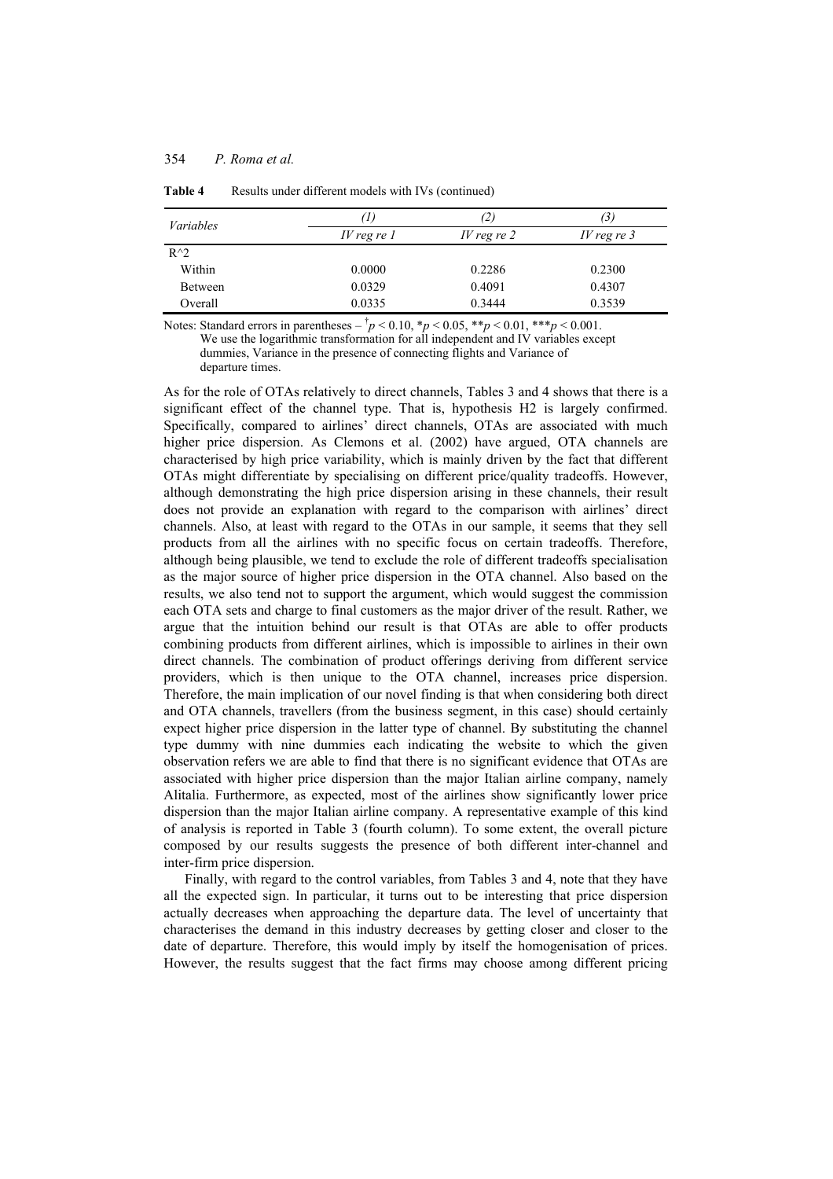**Table 4** Results under different models with IVs (continued)

| *Variables* | *(1)* | *(2)* | *(3)* |
|---|---|---|---|
| | *IV reg re 1* | *IV reg re 2* | *IV reg re 3* |
| R^2 | | | |
| Within | 0.0000 | 0.2286 | 0.2300 |
| Between | 0.0329 | 0.4091 | 0.4307 |
| Overall | 0.0335 | 0.3444 | 0.3539 |

Notes: Standard errors in parentheses – $^{\dagger}p < 0.10$, $^{*}p < 0.05$, $^{**}p < 0.01$, $^{***}p < 0.001$.
We use the logarithmic transformation for all independent and IV variables except dummies, Variance in the presence of connecting flights and Variance of departure times.

As for the role of OTAs relatively to direct channels, Tables 3 and 4 shows that there is a significant effect of the channel type. That is, hypothesis H2 is largely confirmed. Specifically, compared to airlines' direct channels, OTAs are associated with much higher price dispersion. As Clemons et al. (2002) have argued, OTA channels are characterised by high price variability, which is mainly driven by the fact that different OTAs might differentiate by specialising on different price/quality tradeoffs. However, although demonstrating the high price dispersion arising in these channels, their result does not provide an explanation with regard to the comparison with airlines' direct channels. Also, at least with regard to the OTAs in our sample, it seems that they sell products from all the airlines with no specific focus on certain tradeoffs. Therefore, although being plausible, we tend to exclude the role of different tradeoffs specialisation as the major source of higher price dispersion in the OTA channel. Also based on the results, we also tend not to support the argument, which would suggest the commission each OTA sets and charge to final customers as the major driver of the result. Rather, we argue that the intuition behind our result is that OTAs are able to offer products combining products from different airlines, which is impossible to airlines in their own direct channels. The combination of product offerings deriving from different service providers, which is then unique to the OTA channel, increases price dispersion. Therefore, the main implication of our novel finding is that when considering both direct and OTA channels, travellers (from the business segment, in this case) should certainly expect higher price dispersion in the latter type of channel. By substituting the channel type dummy with nine dummies each indicating the website to which the given observation refers we are able to find that there is no significant evidence that OTAs are associated with higher price dispersion than the major Italian airline company, namely Alitalia. Furthermore, as expected, most of the airlines show significantly lower price dispersion than the major Italian airline company. A representative example of this kind of analysis is reported in Table 3 (fourth column). To some extent, the overall picture composed by our results suggests the presence of both different inter-channel and inter-firm price dispersion.

Finally, with regard to the control variables, from Tables 3 and 4, note that they have all the expected sign. In particular, it turns out to be interesting that price dispersion actually decreases when approaching the departure data. The level of uncertainty that characterises the demand in this industry decreases by getting closer and closer to the date of departure. Therefore, this would imply by itself the homogenisation of prices. However, the results suggest that the fact firms may choose among different pricing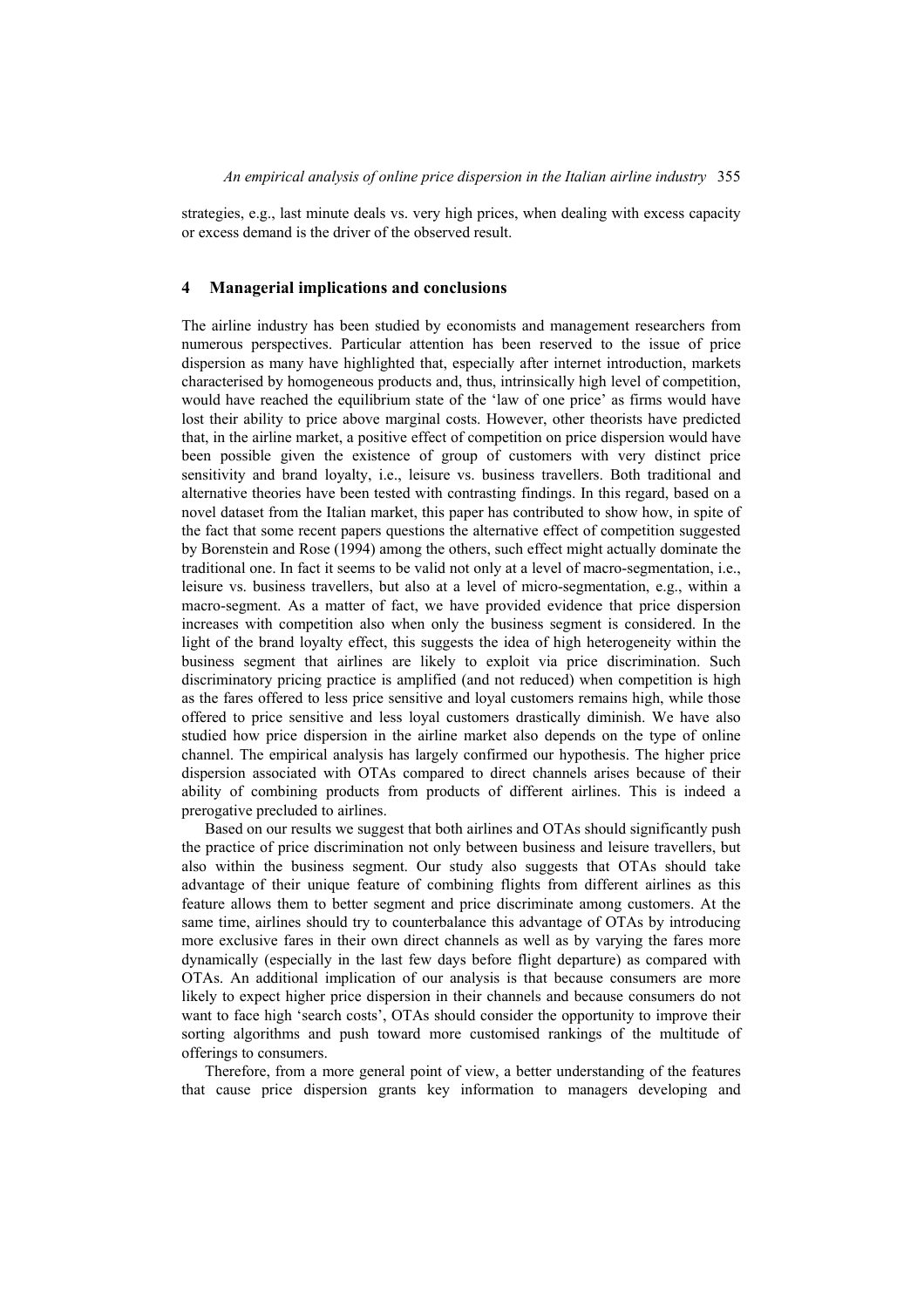strategies, e.g., last minute deals vs. very high prices, when dealing with excess capacity or excess demand is the driver of the observed result.

## 4 Managerial implications and conclusions

The airline industry has been studied by economists and management researchers from numerous perspectives. Particular attention has been reserved to the issue of price dispersion as many have highlighted that, especially after internet introduction, markets characterised by homogeneous products and, thus, intrinsically high level of competition, would have reached the equilibrium state of the 'law of one price' as firms would have lost their ability to price above marginal costs. However, other theorists have predicted that, in the airline market, a positive effect of competition on price dispersion would have been possible given the existence of group of customers with very distinct price sensitivity and brand loyalty, i.e., leisure vs. business travellers. Both traditional and alternative theories have been tested with contrasting findings. In this regard, based on a novel dataset from the Italian market, this paper has contributed to show how, in spite of the fact that some recent papers questions the alternative effect of competition suggested by Borenstein and Rose (1994) among the others, such effect might actually dominate the traditional one. In fact it seems to be valid not only at a level of macro-segmentation, i.e., leisure vs. business travellers, but also at a level of micro-segmentation, e.g., within a macro-segment. As a matter of fact, we have provided evidence that price dispersion increases with competition also when only the business segment is considered. In the light of the brand loyalty effect, this suggests the idea of high heterogeneity within the business segment that airlines are likely to exploit via price discrimination. Such discriminatory pricing practice is amplified (and not reduced) when competition is high as the fares offered to less price sensitive and loyal customers remains high, while those offered to price sensitive and less loyal customers drastically diminish. We have also studied how price dispersion in the airline market also depends on the type of online channel. The empirical analysis has largely confirmed our hypothesis. The higher price dispersion associated with OTAs compared to direct channels arises because of their ability of combining products from products of different airlines. This is indeed a prerogative precluded to airlines.

Based on our results we suggest that both airlines and OTAs should significantly push the practice of price discrimination not only between business and leisure travellers, but also within the business segment. Our study also suggests that OTAs should take advantage of their unique feature of combining flights from different airlines as this feature allows them to better segment and price discriminate among customers. At the same time, airlines should try to counterbalance this advantage of OTAs by introducing more exclusive fares in their own direct channels as well as by varying the fares more dynamically (especially in the last few days before flight departure) as compared with OTAs. An additional implication of our analysis is that because consumers are more likely to expect higher price dispersion in their channels and because consumers do not want to face high 'search costs', OTAs should consider the opportunity to improve their sorting algorithms and push toward more customised rankings of the multitude of offerings to consumers.

Therefore, from a more general point of view, a better understanding of the features that cause price dispersion grants key information to managers developing and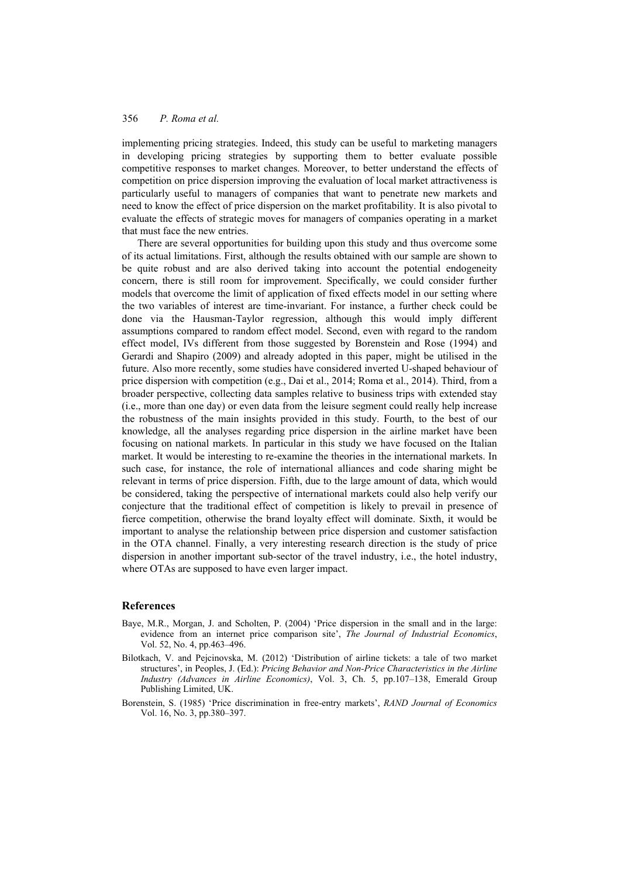implementing pricing strategies. Indeed, this study can be useful to marketing managers in developing pricing strategies by supporting them to better evaluate possible competitive responses to market changes. Moreover, to better understand the effects of competition on price dispersion improving the evaluation of local market attractiveness is particularly useful to managers of companies that want to penetrate new markets and need to know the effect of price dispersion on the market profitability. It is also pivotal to evaluate the effects of strategic moves for managers of companies operating in a market that must face the new entries.

There are several opportunities for building upon this study and thus overcome some of its actual limitations. First, although the results obtained with our sample are shown to be quite robust and are also derived taking into account the potential endogeneity concern, there is still room for improvement. Specifically, we could consider further models that overcome the limit of application of fixed effects model in our setting where the two variables of interest are time-invariant. For instance, a further check could be done via the Hausman-Taylor regression, although this would imply different assumptions compared to random effect model. Second, even with regard to the random effect model, IVs different from those suggested by Borenstein and Rose (1994) and Gerardi and Shapiro (2009) and already adopted in this paper, might be utilised in the future. Also more recently, some studies have considered inverted U-shaped behaviour of price dispersion with competition (e.g., Dai et al., 2014; Roma et al., 2014). Third, from a broader perspective, collecting data samples relative to business trips with extended stay (i.e., more than one day) or even data from the leisure segment could really help increase the robustness of the main insights provided in this study. Fourth, to the best of our knowledge, all the analyses regarding price dispersion in the airline market have been focusing on national markets. In particular in this study we have focused on the Italian market. It would be interesting to re-examine the theories in the international markets. In such case, for instance, the role of international alliances and code sharing might be relevant in terms of price dispersion. Fifth, due to the large amount of data, which would be considered, taking the perspective of international markets could also help verify our conjecture that the traditional effect of competition is likely to prevail in presence of fierce competition, otherwise the brand loyalty effect will dominate. Sixth, it would be important to analyse the relationship between price dispersion and customer satisfaction in the OTA channel. Finally, a very interesting research direction is the study of price dispersion in another important sub-sector of the travel industry, i.e., the hotel industry, where OTAs are supposed to have even larger impact.

## References

Baye, M.R., Morgan, J. and Scholten, P. (2004) 'Price dispersion in the small and in the large: evidence from an internet price comparison site', *The Journal of Industrial Economics*, Vol. 52, No. 4, pp.463–496.

Bilotkach, V. and Pejcinovska, M. (2012) 'Distribution of airline tickets: a tale of two market structures', in Peoples, J. (Ed.): *Pricing Behavior and Non-Price Characteristics in the Airline Industry (Advances in Airline Economics)*, Vol. 3, Ch. 5, pp.107–138, Emerald Group Publishing Limited, UK.

Borenstein, S. (1985) 'Price discrimination in free-entry markets', *RAND Journal of Economics* Vol. 16, No. 3, pp.380–397.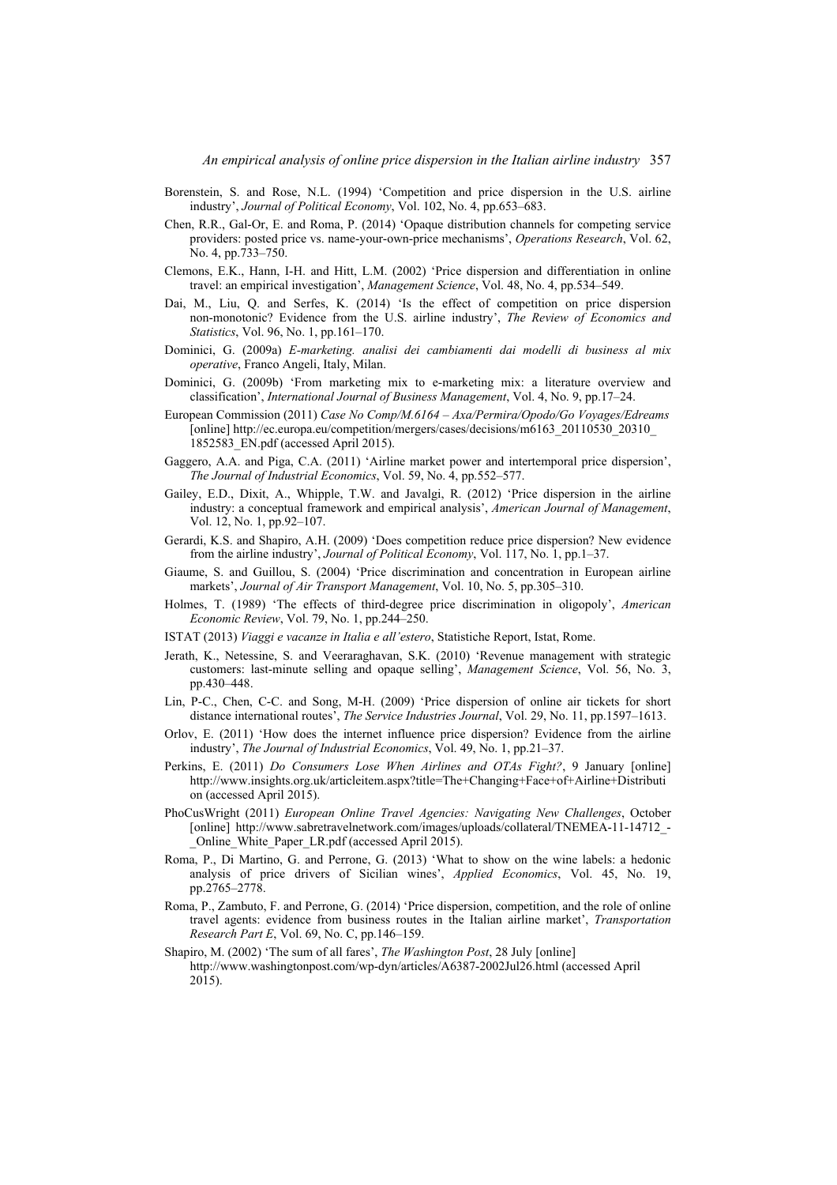Borenstein, S. and Rose, N.L. (1994) 'Competition and price dispersion in the U.S. airline industry', *Journal of Political Economy*, Vol. 102, No. 4, pp.653–683.

Chen, R.R., Gal-Or, E. and Roma, P. (2014) 'Opaque distribution channels for competing service providers: posted price vs. name-your-own-price mechanisms', *Operations Research*, Vol. 62, No. 4, pp.733–750.

Clemons, E.K., Hann, I-H. and Hitt, L.M. (2002) 'Price dispersion and differentiation in online travel: an empirical investigation', *Management Science*, Vol. 48, No. 4, pp.534–549.

Dai, M., Liu, Q. and Serfes, K. (2014) 'Is the effect of competition on price dispersion non-monotonic? Evidence from the U.S. airline industry', *The Review of Economics and Statistics*, Vol. 96, No. 1, pp.161–170.

Dominici, G. (2009a) *E-marketing. analisi dei cambiamenti dai modelli di business al mix operative*, Franco Angeli, Italy, Milan.

Dominici, G. (2009b) 'From marketing mix to e-marketing mix: a literature overview and classification', *International Journal of Business Management*, Vol. 4, No. 9, pp.17–24.

European Commission (2011) *Case No Comp/M.6164 – Axa/Permira/Opodo/Go Voyages/Edreams* [online] http://ec.europa.eu/competition/mergers/cases/decisions/m6163_20110530_20310_1852583_EN.pdf (accessed April 2015).

Gaggero, A.A. and Piga, C.A. (2011) 'Airline market power and intertemporal price dispersion', *The Journal of Industrial Economics*, Vol. 59, No. 4, pp.552–577.

Gailey, E.D., Dixit, A., Whipple, T.W. and Javalgi, R. (2012) 'Price dispersion in the airline industry: a conceptual framework and empirical analysis', *American Journal of Management*, Vol. 12, No. 1, pp.92–107.

Gerardi, K.S. and Shapiro, A.H. (2009) 'Does competition reduce price dispersion? New evidence from the airline industry', *Journal of Political Economy*, Vol. 117, No. 1, pp.1–37.

Giaume, S. and Guillou, S. (2004) 'Price discrimination and concentration in European airline markets', *Journal of Air Transport Management*, Vol. 10, No. 5, pp.305–310.

Holmes, T. (1989) 'The effects of third-degree price discrimination in oligopoly', *American Economic Review*, Vol. 79, No. 1, pp.244–250.

ISTAT (2013) *Viaggi e vacanze in Italia e all'estero*, Statistiche Report, Istat, Rome.

Jerath, K., Netessine, S. and Veeraraghavan, S.K. (2010) 'Revenue management with strategic customers: last-minute selling and opaque selling', *Management Science*, Vol. 56, No. 3, pp.430–448.

Lin, P-C., Chen, C-C. and Song, M-H. (2009) 'Price dispersion of online air tickets for short distance international routes', *The Service Industries Journal*, Vol. 29, No. 11, pp.1597–1613.

Orlov, E. (2011) 'How does the internet influence price dispersion? Evidence from the airline industry', *The Journal of Industrial Economics*, Vol. 49, No. 1, pp.21–37.

Perkins, E. (2011) *Do Consumers Lose When Airlines and OTAs Fight?*, 9 January [online] http://www.insights.org.uk/articleitem.aspx?title=The+Changing+Face+of+Airline+Distribution (accessed April 2015).

PhoCusWright (2011) *European Online Travel Agencies: Navigating New Challenges*, October [online] http://www.sabretravelnetwork.com/images/uploads/collateral/TNEMEA-11-14712_-_Online_White_Paper_LR.pdf (accessed April 2015).

Roma, P., Di Martino, G. and Perrone, G. (2013) 'What to show on the wine labels: a hedonic analysis of price drivers of Sicilian wines', *Applied Economics*, Vol. 45, No. 19, pp.2765–2778.

Roma, P., Zambuto, F. and Perrone, G. (2014) 'Price dispersion, competition, and the role of online travel agents: evidence from business routes in the Italian airline market', *Transportation Research Part E*, Vol. 69, No. C, pp.146–159.

Shapiro, M. (2002) 'The sum of all fares', *The Washington Post*, 28 July [online] http://www.washingtonpost.com/wp-dyn/articles/A6387-2002Jul26.html (accessed April 2015).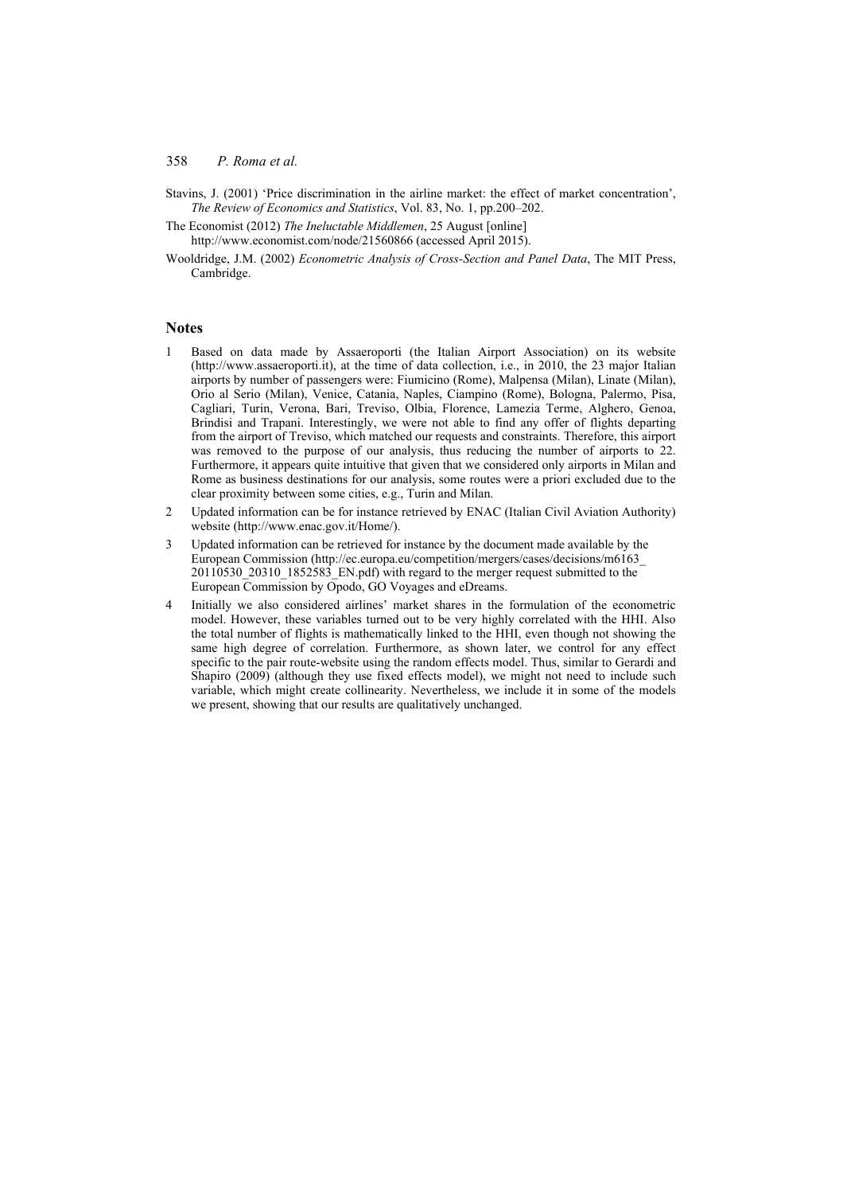Stavins, J. (2001) 'Price discrimination in the airline market: the effect of market concentration', *The Review of Economics and Statistics*, Vol. 83, No. 1, pp.200–202.

The Economist (2012) *The Ineluctable Middlemen*, 25 August [online] http://www.economist.com/node/21560866 (accessed April 2015).

Wooldridge, J.M. (2002) *Econometric Analysis of Cross-Section and Panel Data*, The MIT Press, Cambridge.

## Notes

1. Based on data made by Assaeroporti (the Italian Airport Association) on its website (http://www.assaeroporti.it), at the time of data collection, i.e., in 2010, the 23 major Italian airports by number of passengers were: Fiumicino (Rome), Malpensa (Milan), Linate (Milan), Orio al Serio (Milan), Venice, Catania, Naples, Ciampino (Rome), Bologna, Palermo, Pisa, Cagliari, Turin, Verona, Bari, Treviso, Olbia, Florence, Lamezia Terme, Alghero, Genoa, Brindisi and Trapani. Interestingly, we were not able to find any offer of flights departing from the airport of Treviso, which matched our requests and constraints. Therefore, this airport was removed to the purpose of our analysis, thus reducing the number of airports to 22. Furthermore, it appears quite intuitive that given that we considered only airports in Milan and Rome as business destinations for our analysis, some routes were a priori excluded due to the clear proximity between some cities, e.g., Turin and Milan.
2. Updated information can be for instance retrieved by ENAC (Italian Civil Aviation Authority) website (http://www.enac.gov.it/Home/).
3. Updated information can be retrieved for instance by the document made available by the European Commission (http://ec.europa.eu/competition/mergers/cases/decisions/m6163_20110530_20310_1852583_EN.pdf) with regard to the merger request submitted to the European Commission by Opodo, GO Voyages and eDreams.
4. Initially we also considered airlines' market shares in the formulation of the econometric model. However, these variables turned out to be very highly correlated with the HHI. Also the total number of flights is mathematically linked to the HHI, even though not showing the same high degree of correlation. Furthermore, as shown later, we control for any effect specific to the pair route-website using the random effects model. Thus, similar to Gerardi and Shapiro (2009) (although they use fixed effects model), we might not need to include such variable, which might create collinearity. Nevertheless, we include it in some of the models we present, showing that our results are qualitatively unchanged.